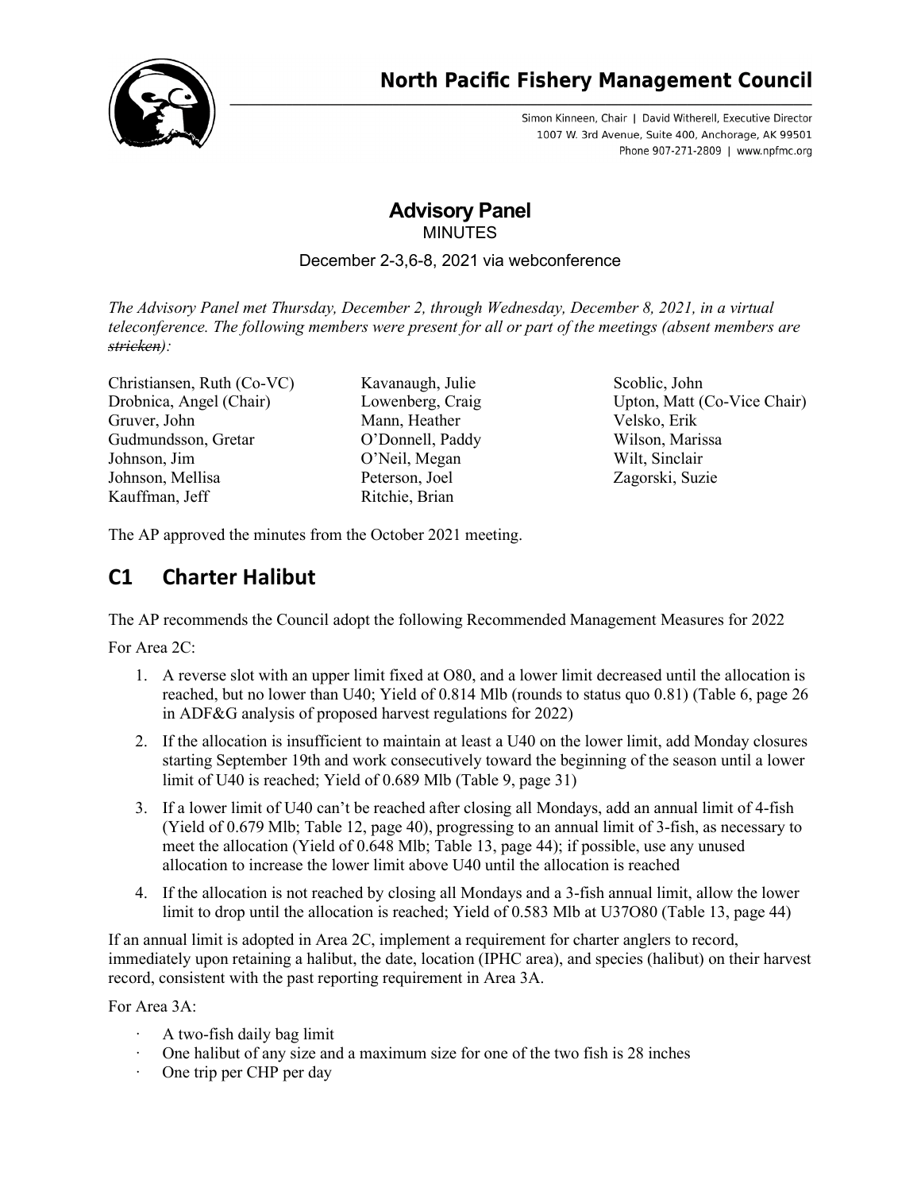# North Pacific Fishery Management Council

Simon Kinneen, Chair | David Witherell, Executive Director
1007 W. 3rd Avenue, Suite 400, Anchorage, AK 99501
Phone 907-271-2809 | www.npfmc.org

## Advisory Panel

MINUTES

December 2-3,6-8, 2021 via webconference

*The Advisory Panel met Thursday, December 2, through Wednesday, December 8, 2021, in a virtual teleconference. The following members were present for all or part of the meetings (absent members are ~~stricken~~):*

Christiansen, Ruth (Co-VC)
Drobnica, Angel (Chair)
Gruver, John
Gudmundsson, Gretar
Johnson, Jim
Johnson, Mellisa
Kauffman, Jeff
Kavanaugh, Julie
Lowenberg, Craig
Mann, Heather
O'Donnell, Paddy
O'Neil, Megan
Peterson, Joel
Ritchie, Brian
Scoblic, John
Upton, Matt (Co-Vice Chair)
Velsko, Erik
Wilson, Marissa
Wilt, Sinclair
Zagorski, Suzie

The AP approved the minutes from the October 2021 meeting.

## C1 Charter Halibut

The AP recommends the Council adopt the following Recommended Management Measures for 2022

For Area 2C:

1. A reverse slot with an upper limit fixed at O80, and a lower limit decreased until the allocation is reached, but no lower than U40; Yield of 0.814 Mlb (rounds to status quo 0.81) (Table 6, page 26 in ADF&G analysis of proposed harvest regulations for 2022)
2. If the allocation is insufficient to maintain at least a U40 on the lower limit, add Monday closures starting September 19th and work consecutively toward the beginning of the season until a lower limit of U40 is reached; Yield of 0.689 Mlb (Table 9, page 31)
3. If a lower limit of U40 can't be reached after closing all Mondays, add an annual limit of 4-fish (Yield of 0.679 Mlb; Table 12, page 40), progressing to an annual limit of 3-fish, as necessary to meet the allocation (Yield of 0.648 Mlb; Table 13, page 44); if possible, use any unused allocation to increase the lower limit above U40 until the allocation is reached
4. If the allocation is not reached by closing all Mondays and a 3-fish annual limit, allow the lower limit to drop until the allocation is reached; Yield of 0.583 Mlb at U37O80 (Table 13, page 44)

If an annual limit is adopted in Area 2C, implement a requirement for charter anglers to record, immediately upon retaining a halibut, the date, location (IPHC area), and species (halibut) on their harvest record, consistent with the past reporting requirement in Area 3A.

For Area 3A:

- A two-fish daily bag limit
- One halibut of any size and a maximum size for one of the two fish is 28 inches
- One trip per CHP per day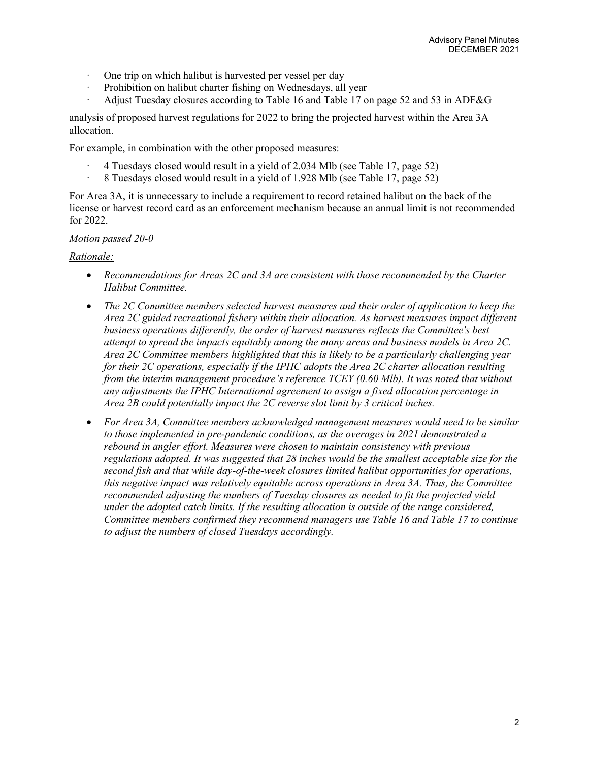- One trip on which halibut is harvested per vessel per day
- Prohibition on halibut charter fishing on Wednesdays, all year
- Adjust Tuesday closures according to Table 16 and Table 17 on page 52 and 53 in ADF&G

analysis of proposed harvest regulations for 2022 to bring the projected harvest within the Area 3A allocation.

For example, in combination with the other proposed measures:

- 4 Tuesdays closed would result in a yield of 2.034 Mlb (see Table 17, page 52)
- 8 Tuesdays closed would result in a yield of 1.928 Mlb (see Table 17, page 52)

For Area 3A, it is unnecessary to include a requirement to record retained halibut on the back of the license or harvest record card as an enforcement mechanism because an annual limit is not recommended for 2022.

*Motion passed 20-0*

*Rationale:*

- *Recommendations for Areas 2C and 3A are consistent with those recommended by the Charter Halibut Committee.*
- *The 2C Committee members selected harvest measures and their order of application to keep the Area 2C guided recreational fishery within their allocation. As harvest measures impact different business operations differently, the order of harvest measures reflects the Committee's best attempt to spread the impacts equitably among the many areas and business models in Area 2C. Area 2C Committee members highlighted that this is likely to be a particularly challenging year for their 2C operations, especially if the IPHC adopts the Area 2C charter allocation resulting from the interim management procedure's reference TCEY (0.60 Mlb). It was noted that without any adjustments the IPHC International agreement to assign a fixed allocation percentage in Area 2B could potentially impact the 2C reverse slot limit by 3 critical inches.*
- *For Area 3A, Committee members acknowledged management measures would need to be similar to those implemented in pre-pandemic conditions, as the overages in 2021 demonstrated a rebound in angler effort. Measures were chosen to maintain consistency with previous regulations adopted. It was suggested that 28 inches would be the smallest acceptable size for the second fish and that while day-of-the-week closures limited halibut opportunities for operations, this negative impact was relatively equitable across operations in Area 3A. Thus, the Committee recommended adjusting the numbers of Tuesday closures as needed to fit the projected yield under the adopted catch limits. If the resulting allocation is outside of the range considered, Committee members confirmed they recommend managers use Table 16 and Table 17 to continue to adjust the numbers of closed Tuesdays accordingly.*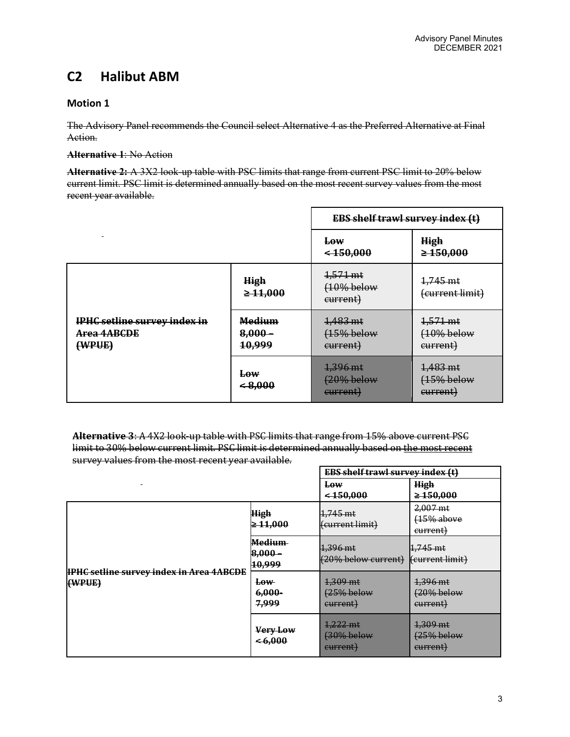## C2 Halibut ABM

### Motion 1

~~The Advisory Panel recommends the Council select Alternative 4 as the Preferred Alternative at Final Action.~~

~~**Alternative 1**: No Action~~

~~**Alternative 2:** A 3X2 look-up table with PSC limits that range from current PSC limit to 20% below current limit. PSC limit is determined annually based on the most recent survey values from the most recent year available.~~

| | | ~~**EBS shelf trawl survey index (t)**~~ | |
|---|---|---|---|
| | | ~~**Low < 150,000**~~ | ~~**High ≥ 150,000**~~ |
| ~~**IPHC setline survey index in Area 4ABCDE (WPUE)**~~ | ~~**High ≥ 11,000**~~ | ~~1,571 mt (10% below current)~~ | ~~1,745 mt (current limit)~~ |
| | ~~**Medium 8,000 – 10,999**~~ | ~~1,483 mt (15% below current)~~ | ~~1,571 mt (10% below current)~~ |
| | ~~**Low < 8,000**~~ | ~~1,396 mt (20% below current)~~ | ~~1,483 mt (15% below current)~~ |

~~**Alternative 3**: A 4X2 look-up table with PSC limits that range from 15% above current PSC limit to 30% below current limit. PSC limit is determined annually based on the most recent survey values from the most recent year available.~~

| | | ~~**EBS shelf trawl survey index (t)**~~ | |
|---|---|---|---|
| | | ~~**Low < 150,000**~~ | ~~**High ≥ 150,000**~~ |
| ~~**IPHC setline survey index in Area 4ABCDE (WPUE)**~~ | ~~**High ≥ 11,000**~~ | ~~1,745 mt (current limit)~~ | ~~2,007 mt (15% above current)~~ |
| | ~~**Medium 8,000 – 10,999**~~ | ~~1,396 mt (20% below current)~~ | ~~1,745 mt (current limit)~~ |
| | ~~**Low 6,000-7,999**~~ | ~~1,309 mt (25% below current)~~ | ~~1,396 mt (20% below current)~~ |
| | ~~**Very Low < 6,000**~~ | ~~1,222 mt (30% below current)~~ | ~~1,309 mt (25% below current)~~ |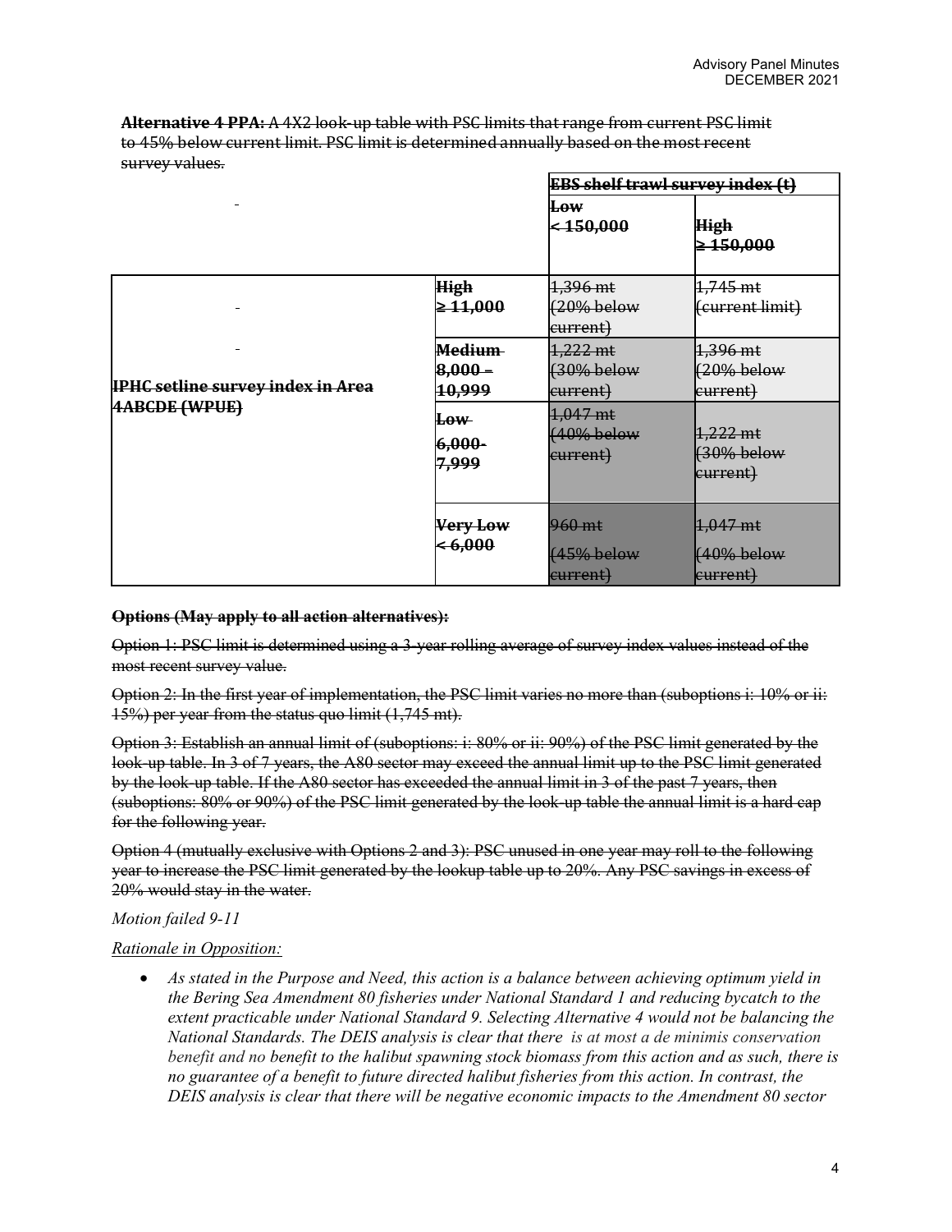~~**Alternative 4 PPA:** A 4X2 look-up table with PSC limits that range from current PSC limit to 45% below current limit. PSC limit is determined annually based on the most recent survey values.~~

| | | ~~**EBS shelf trawl survey index (t)**~~ | |
|---|---|---|---|
| - | | ~~**Low < 150,000**~~ | ~~**High ≥ 150,000**~~ |
| - | ~~**High ≥ 11,000**~~ | ~~1,396 mt (20% below current)~~ | ~~1,745 mt (current limit)~~ |
| ~~**IPHC setline survey index in Area 4ABCDE (WPUE)**~~ | ~~**Medium 8,000 – 10,999**~~ | ~~1,222 mt (30% below current)~~ | ~~1,396 mt (20% below current)~~ |
| | ~~**Low 6,000-7,999**~~ | ~~1,047 mt (40% below current)~~ | ~~1,222 mt (30% below current)~~ |
| | ~~**Very Low < 6,000**~~ | ~~960 mt (45% below current)~~ | ~~1,047 mt (40% below current)~~ |

~~**Options (May apply to all action alternatives):**~~

~~Option 1: PSC limit is determined using a 3-year rolling average of survey index values instead of the most recent survey value.~~

~~Option 2: In the first year of implementation, the PSC limit varies no more than (suboptions i: 10% or ii: 15%) per year from the status quo limit (1,745 mt).~~

~~Option 3: Establish an annual limit of (suboptions: i: 80% or ii: 90%) of the PSC limit generated by the look-up table. In 3 of 7 years, the A80 sector may exceed the annual limit up to the PSC limit generated by the look-up table. If the A80 sector has exceeded the annual limit in 3 of the past 7 years, then (suboptions: 80% or 90%) of the PSC limit generated by the look-up table the annual limit is a hard cap for the following year.~~

~~Option 4 (mutually exclusive with Options 2 and 3): PSC unused in one year may roll to the following year to increase the PSC limit generated by the lookup table up to 20%. Any PSC savings in excess of 20% would stay in the water.~~

*Motion failed 9-11*

*Rationale in Opposition:*

- *As stated in the Purpose and Need, this action is a balance between achieving optimum yield in the Bering Sea Amendment 80 fisheries under National Standard 1 and reducing bycatch to the extent practicable under National Standard 9. Selecting Alternative 4 would not be balancing the National Standards. The DEIS analysis is clear that there is at most a de minimis conservation benefit and no benefit to the halibut spawning stock biomass from this action and as such, there is no guarantee of a benefit to future directed halibut fisheries from this action. In contrast, the DEIS analysis is clear that there will be negative economic impacts to the Amendment 80 sector*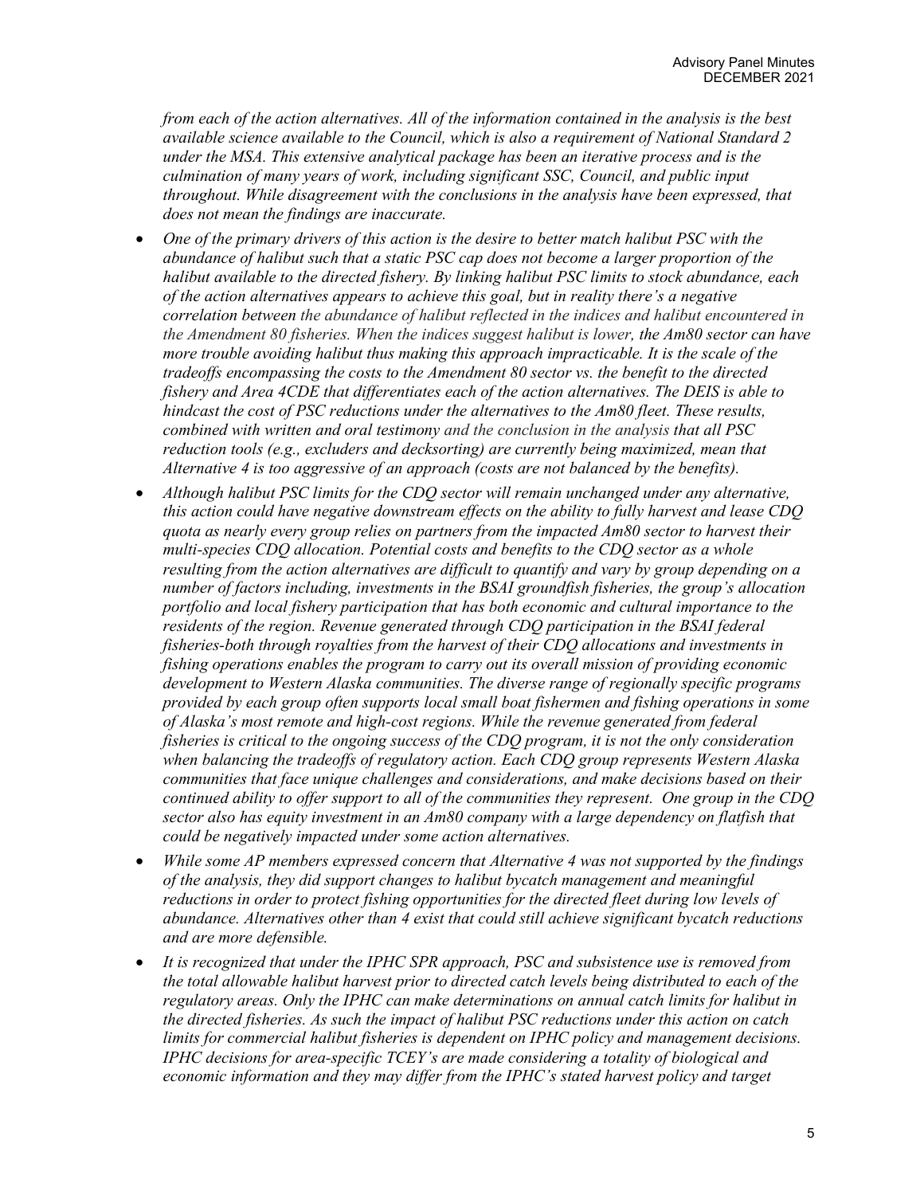*from each of the action alternatives. All of the information contained in the analysis is the best available science available to the Council, which is also a requirement of National Standard 2 under the MSA. This extensive analytical package has been an iterative process and is the culmination of many years of work, including significant SSC, Council, and public input throughout. While disagreement with the conclusions in the analysis have been expressed, that does not mean the findings are inaccurate.*

- *One of the primary drivers of this action is the desire to better match halibut PSC with the abundance of halibut such that a static PSC cap does not become a larger proportion of the halibut available to the directed fishery. By linking halibut PSC limits to stock abundance, each of the action alternatives appears to achieve this goal, but in reality there's a negative correlation between the abundance of halibut reflected in the indices and halibut encountered in the Amendment 80 fisheries. When the indices suggest halibut is lower, the Am80 sector can have more trouble avoiding halibut thus making this approach impracticable. It is the scale of the tradeoffs encompassing the costs to the Amendment 80 sector vs. the benefit to the directed fishery and Area 4CDE that differentiates each of the action alternatives. The DEIS is able to hindcast the cost of PSC reductions under the alternatives to the Am80 fleet. These results, combined with written and oral testimony and the conclusion in the analysis that all PSC reduction tools (e.g., excluders and decksorting) are currently being maximized, mean that Alternative 4 is too aggressive of an approach (costs are not balanced by the benefits).*
- *Although halibut PSC limits for the CDQ sector will remain unchanged under any alternative, this action could have negative downstream effects on the ability to fully harvest and lease CDQ quota as nearly every group relies on partners from the impacted Am80 sector to harvest their multi-species CDQ allocation. Potential costs and benefits to the CDQ sector as a whole resulting from the action alternatives are difficult to quantify and vary by group depending on a number of factors including, investments in the BSAI groundfish fisheries, the group's allocation portfolio and local fishery participation that has both economic and cultural importance to the residents of the region. Revenue generated through CDQ participation in the BSAI federal fisheries-both through royalties from the harvest of their CDQ allocations and investments in fishing operations enables the program to carry out its overall mission of providing economic development to Western Alaska communities. The diverse range of regionally specific programs provided by each group often supports local small boat fishermen and fishing operations in some of Alaska's most remote and high-cost regions. While the revenue generated from federal fisheries is critical to the ongoing success of the CDQ program, it is not the only consideration when balancing the tradeoffs of regulatory action. Each CDQ group represents Western Alaska communities that face unique challenges and considerations, and make decisions based on their continued ability to offer support to all of the communities they represent. One group in the CDQ sector also has equity investment in an Am80 company with a large dependency on flatfish that could be negatively impacted under some action alternatives.*
- *While some AP members expressed concern that Alternative 4 was not supported by the findings of the analysis, they did support changes to halibut bycatch management and meaningful reductions in order to protect fishing opportunities for the directed fleet during low levels of abundance. Alternatives other than 4 exist that could still achieve significant bycatch reductions and are more defensible.*
- *It is recognized that under the IPHC SPR approach, PSC and subsistence use is removed from the total allowable halibut harvest prior to directed catch levels being distributed to each of the regulatory areas. Only the IPHC can make determinations on annual catch limits for halibut in the directed fisheries. As such the impact of halibut PSC reductions under this action on catch limits for commercial halibut fisheries is dependent on IPHC policy and management decisions. IPHC decisions for area-specific TCEY's are made considering a totality of biological and economic information and they may differ from the IPHC's stated harvest policy and target*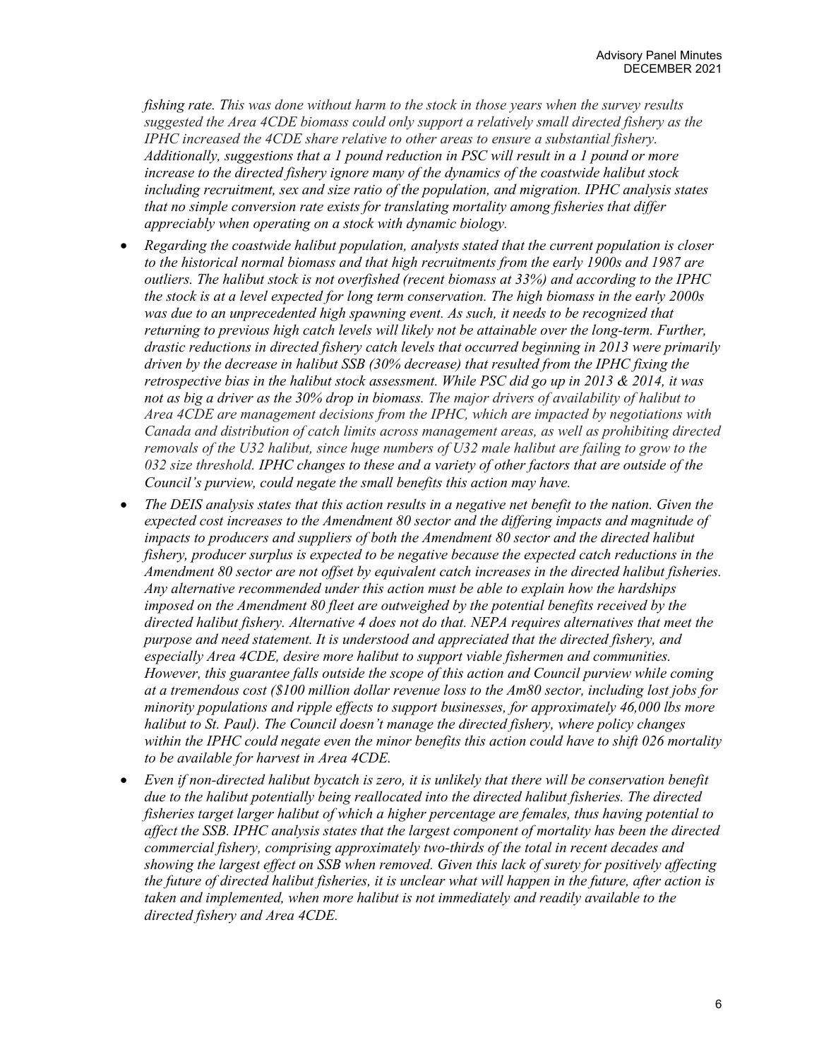*fishing rate. This was done without harm to the stock in those years when the survey results suggested the Area 4CDE biomass could only support a relatively small directed fishery as the IPHC increased the 4CDE share relative to other areas to ensure a substantial fishery. Additionally, suggestions that a 1 pound reduction in PSC will result in a 1 pound or more increase to the directed fishery ignore many of the dynamics of the coastwide halibut stock including recruitment, sex and size ratio of the population, and migration. IPHC analysis states that no simple conversion rate exists for translating mortality among fisheries that differ appreciably when operating on a stock with dynamic biology.*

- *Regarding the coastwide halibut population, analysts stated that the current population is closer to the historical normal biomass and that high recruitments from the early 1900s and 1987 are outliers. The halibut stock is not overfished (recent biomass at 33%) and according to the IPHC the stock is at a level expected for long term conservation. The high biomass in the early 2000s was due to an unprecedented high spawning event. As such, it needs to be recognized that returning to previous high catch levels will likely not be attainable over the long-term. Further, drastic reductions in directed fishery catch levels that occurred beginning in 2013 were primarily driven by the decrease in halibut SSB (30% decrease) that resulted from the IPHC fixing the retrospective bias in the halibut stock assessment. While PSC did go up in 2013 & 2014, it was not as big a driver as the 30% drop in biomass. The major drivers of availability of halibut to Area 4CDE are management decisions from the IPHC, which are impacted by negotiations with Canada and distribution of catch limits across management areas, as well as prohibiting directed removals of the U32 halibut, since huge numbers of U32 male halibut are failing to grow to the 032 size threshold. IPHC changes to these and a variety of other factors that are outside of the Council's purview, could negate the small benefits this action may have.*
- *The DEIS analysis states that this action results in a negative net benefit to the nation. Given the expected cost increases to the Amendment 80 sector and the differing impacts and magnitude of impacts to producers and suppliers of both the Amendment 80 sector and the directed halibut fishery, producer surplus is expected to be negative because the expected catch reductions in the Amendment 80 sector are not offset by equivalent catch increases in the directed halibut fisheries. Any alternative recommended under this action must be able to explain how the hardships imposed on the Amendment 80 fleet are outweighed by the potential benefits received by the directed halibut fishery. Alternative 4 does not do that. NEPA requires alternatives that meet the purpose and need statement. It is understood and appreciated that the directed fishery, and especially Area 4CDE, desire more halibut to support viable fishermen and communities. However, this guarantee falls outside the scope of this action and Council purview while coming at a tremendous cost ($100 million dollar revenue loss to the Am80 sector, including lost jobs for minority populations and ripple effects to support businesses, for approximately 46,000 lbs more halibut to St. Paul). The Council doesn't manage the directed fishery, where policy changes within the IPHC could negate even the minor benefits this action could have to shift 026 mortality to be available for harvest in Area 4CDE.*
- *Even if non-directed halibut bycatch is zero, it is unlikely that there will be conservation benefit due to the halibut potentially being reallocated into the directed halibut fisheries. The directed fisheries target larger halibut of which a higher percentage are females, thus having potential to affect the SSB. IPHC analysis states that the largest component of mortality has been the directed commercial fishery, comprising approximately two-thirds of the total in recent decades and showing the largest effect on SSB when removed. Given this lack of surety for positively affecting the future of directed halibut fisheries, it is unclear what will happen in the future, after action is taken and implemented, when more halibut is not immediately and readily available to the directed fishery and Area 4CDE.*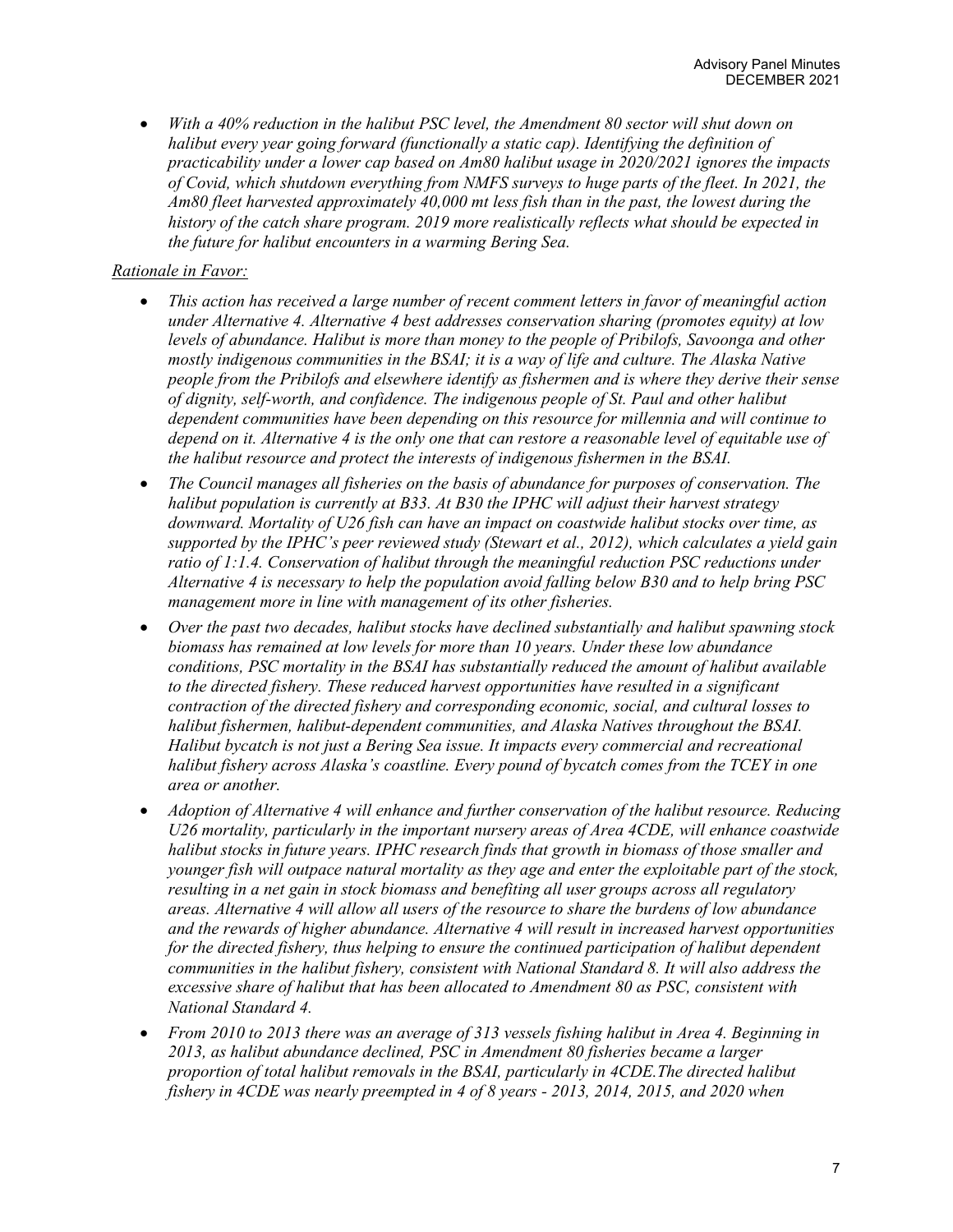- *With a 40% reduction in the halibut PSC level, the Amendment 80 sector will shut down on halibut every year going forward (functionally a static cap). Identifying the definition of practicability under a lower cap based on Am80 halibut usage in 2020/2021 ignores the impacts of Covid, which shutdown everything from NMFS surveys to huge parts of the fleet. In 2021, the Am80 fleet harvested approximately 40,000 mt less fish than in the past, the lowest during the history of the catch share program. 2019 more realistically reflects what should be expected in the future for halibut encounters in a warming Bering Sea.*

*Rationale in Favor:*

- *This action has received a large number of recent comment letters in favor of meaningful action under Alternative 4. Alternative 4 best addresses conservation sharing (promotes equity) at low levels of abundance. Halibut is more than money to the people of Pribilofs, Savoonga and other mostly indigenous communities in the BSAI; it is a way of life and culture. The Alaska Native people from the Pribilofs and elsewhere identify as fishermen and is where they derive their sense of dignity, self-worth, and confidence. The indigenous people of St. Paul and other halibut dependent communities have been depending on this resource for millennia and will continue to depend on it. Alternative 4 is the only one that can restore a reasonable level of equitable use of the halibut resource and protect the interests of indigenous fishermen in the BSAI.*
- *The Council manages all fisheries on the basis of abundance for purposes of conservation. The halibut population is currently at B33. At B30 the IPHC will adjust their harvest strategy downward. Mortality of U26 fish can have an impact on coastwide halibut stocks over time, as supported by the IPHC's peer reviewed study (Stewart et al., 2012), which calculates a yield gain ratio of 1:1.4. Conservation of halibut through the meaningful reduction PSC reductions under Alternative 4 is necessary to help the population avoid falling below B30 and to help bring PSC management more in line with management of its other fisheries.*
- *Over the past two decades, halibut stocks have declined substantially and halibut spawning stock biomass has remained at low levels for more than 10 years. Under these low abundance conditions, PSC mortality in the BSAI has substantially reduced the amount of halibut available to the directed fishery. These reduced harvest opportunities have resulted in a significant contraction of the directed fishery and corresponding economic, social, and cultural losses to halibut fishermen, halibut-dependent communities, and Alaska Natives throughout the BSAI. Halibut bycatch is not just a Bering Sea issue. It impacts every commercial and recreational halibut fishery across Alaska's coastline. Every pound of bycatch comes from the TCEY in one area or another.*
- *Adoption of Alternative 4 will enhance and further conservation of the halibut resource. Reducing U26 mortality, particularly in the important nursery areas of Area 4CDE, will enhance coastwide halibut stocks in future years. IPHC research finds that growth in biomass of those smaller and younger fish will outpace natural mortality as they age and enter the exploitable part of the stock, resulting in a net gain in stock biomass and benefiting all user groups across all regulatory areas. Alternative 4 will allow all users of the resource to share the burdens of low abundance and the rewards of higher abundance. Alternative 4 will result in increased harvest opportunities for the directed fishery, thus helping to ensure the continued participation of halibut dependent communities in the halibut fishery, consistent with National Standard 8. It will also address the excessive share of halibut that has been allocated to Amendment 80 as PSC, consistent with National Standard 4.*
- *From 2010 to 2013 there was an average of 313 vessels fishing halibut in Area 4. Beginning in 2013, as halibut abundance declined, PSC in Amendment 80 fisheries became a larger proportion of total halibut removals in the BSAI, particularly in 4CDE.The directed halibut fishery in 4CDE was nearly preempted in 4 of 8 years - 2013, 2014, 2015, and 2020 when*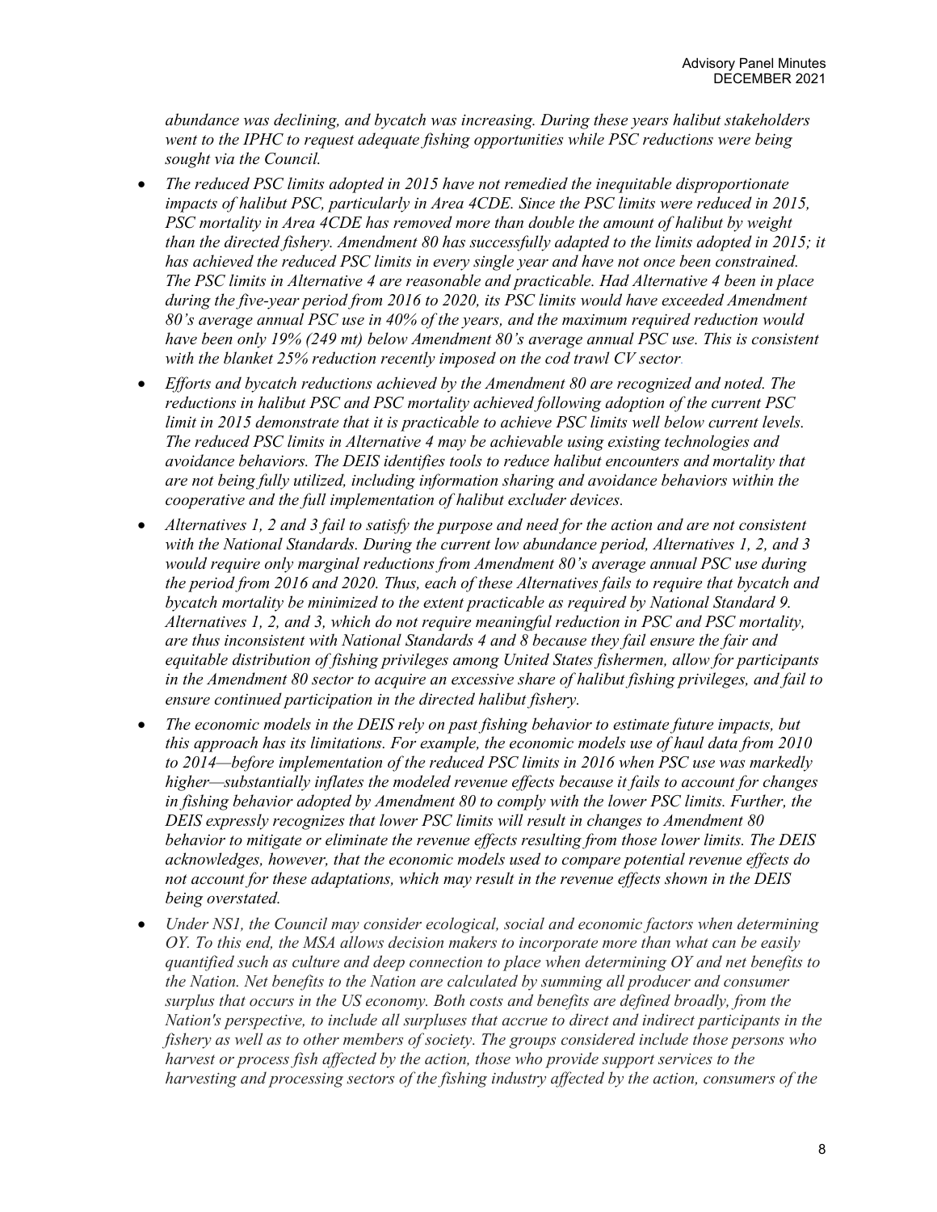*abundance was declining, and bycatch was increasing. During these years halibut stakeholders went to the IPHC to request adequate fishing opportunities while PSC reductions were being sought via the Council.*

- *The reduced PSC limits adopted in 2015 have not remedied the inequitable disproportionate impacts of halibut PSC, particularly in Area 4CDE. Since the PSC limits were reduced in 2015, PSC mortality in Area 4CDE has removed more than double the amount of halibut by weight than the directed fishery. Amendment 80 has successfully adapted to the limits adopted in 2015; it has achieved the reduced PSC limits in every single year and have not once been constrained. The PSC limits in Alternative 4 are reasonable and practicable. Had Alternative 4 been in place during the five-year period from 2016 to 2020, its PSC limits would have exceeded Amendment 80's average annual PSC use in 40% of the years, and the maximum required reduction would have been only 19% (249 mt) below Amendment 80's average annual PSC use. This is consistent with the blanket 25% reduction recently imposed on the cod trawl CV sector.*
- *Efforts and bycatch reductions achieved by the Amendment 80 are recognized and noted. The reductions in halibut PSC and PSC mortality achieved following adoption of the current PSC limit in 2015 demonstrate that it is practicable to achieve PSC limits well below current levels. The reduced PSC limits in Alternative 4 may be achievable using existing technologies and avoidance behaviors. The DEIS identifies tools to reduce halibut encounters and mortality that are not being fully utilized, including information sharing and avoidance behaviors within the cooperative and the full implementation of halibut excluder devices.*
- *Alternatives 1, 2 and 3 fail to satisfy the purpose and need for the action and are not consistent with the National Standards. During the current low abundance period, Alternatives 1, 2, and 3 would require only marginal reductions from Amendment 80's average annual PSC use during the period from 2016 and 2020. Thus, each of these Alternatives fails to require that bycatch and bycatch mortality be minimized to the extent practicable as required by National Standard 9. Alternatives 1, 2, and 3, which do not require meaningful reduction in PSC and PSC mortality, are thus inconsistent with National Standards 4 and 8 because they fail ensure the fair and equitable distribution of fishing privileges among United States fishermen, allow for participants in the Amendment 80 sector to acquire an excessive share of halibut fishing privileges, and fail to ensure continued participation in the directed halibut fishery.*
- *The economic models in the DEIS rely on past fishing behavior to estimate future impacts, but this approach has its limitations. For example, the economic models use of haul data from 2010 to 2014—before implementation of the reduced PSC limits in 2016 when PSC use was markedly higher—substantially inflates the modeled revenue effects because it fails to account for changes in fishing behavior adopted by Amendment 80 to comply with the lower PSC limits. Further, the DEIS expressly recognizes that lower PSC limits will result in changes to Amendment 80 behavior to mitigate or eliminate the revenue effects resulting from those lower limits. The DEIS acknowledges, however, that the economic models used to compare potential revenue effects do not account for these adaptations, which may result in the revenue effects shown in the DEIS being overstated.*
- *Under NS1, the Council may consider ecological, social and economic factors when determining OY. To this end, the MSA allows decision makers to incorporate more than what can be easily quantified such as culture and deep connection to place when determining OY and net benefits to the Nation. Net benefits to the Nation are calculated by summing all producer and consumer surplus that occurs in the US economy. Both costs and benefits are defined broadly, from the Nation's perspective, to include all surpluses that accrue to direct and indirect participants in the fishery as well as to other members of society. The groups considered include those persons who harvest or process fish affected by the action, those who provide support services to the harvesting and processing sectors of the fishing industry affected by the action, consumers of the*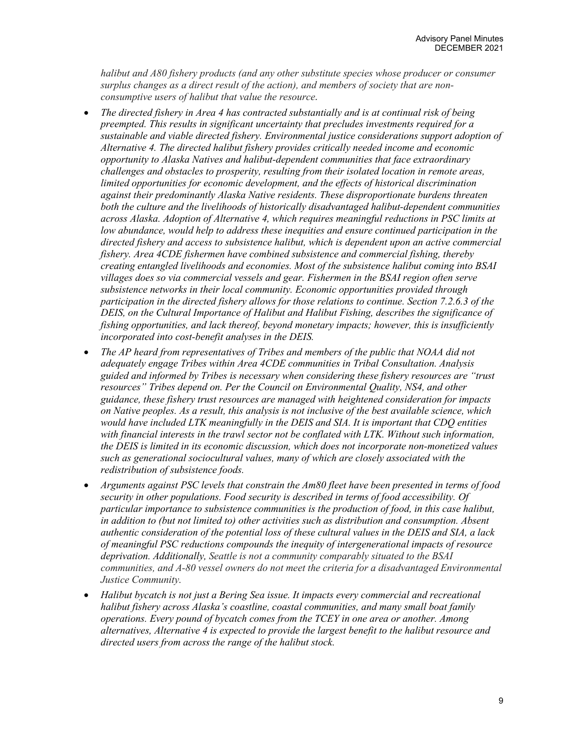*halibut and A80 fishery products (and any other substitute species whose producer or consumer surplus changes as a direct result of the action), and members of society that are non-consumptive users of halibut that value the resource*.

- *The directed fishery in Area 4 has contracted substantially and is at continual risk of being preempted. This results in significant uncertainty that precludes investments required for a sustainable and viable directed fishery. Environmental justice considerations support adoption of Alternative 4. The directed halibut fishery provides critically needed income and economic opportunity to Alaska Natives and halibut-dependent communities that face extraordinary challenges and obstacles to prosperity, resulting from their isolated location in remote areas, limited opportunities for economic development, and the effects of historical discrimination against their predominantly Alaska Native residents. These disproportionate burdens threaten both the culture and the livelihoods of historically disadvantaged halibut-dependent communities across Alaska. Adoption of Alternative 4, which requires meaningful reductions in PSC limits at low abundance, would help to address these inequities and ensure continued participation in the directed fishery and access to subsistence halibut, which is dependent upon an active commercial fishery. Area 4CDE fishermen have combined subsistence and commercial fishing, thereby creating entangled livelihoods and economies. Most of the subsistence halibut coming into BSAI villages does so via commercial vessels and gear. Fishermen in the BSAI region often serve subsistence networks in their local community. Economic opportunities provided through participation in the directed fishery allows for those relations to continue. Section 7.2.6.3 of the DEIS, on the Cultural Importance of Halibut and Halibut Fishing, describes the significance of fishing opportunities, and lack thereof, beyond monetary impacts; however, this is insufficiently incorporated into cost-benefit analyses in the DEIS.*
- *The AP heard from representatives of Tribes and members of the public that NOAA did not adequately engage Tribes within Area 4CDE communities in Tribal Consultation. Analysis guided and informed by Tribes is necessary when considering these fishery resources are "trust resources" Tribes depend on. Per the Council on Environmental Quality, NS4, and other guidance, these fishery trust resources are managed with heightened consideration for impacts on Native peoples. As a result, this analysis is not inclusive of the best available science, which would have included LTK meaningfully in the DEIS and SIA. It is important that CDQ entities with financial interests in the trawl sector not be conflated with LTK. Without such information, the DEIS is limited in its economic discussion, which does not incorporate non-monetized values such as generational sociocultural values, many of which are closely associated with the redistribution of subsistence foods.*
- *Arguments against PSC levels that constrain the Am80 fleet have been presented in terms of food security in other populations. Food security is described in terms of food accessibility. Of particular importance to subsistence communities is the production of food, in this case halibut, in addition to (but not limited to) other activities such as distribution and consumption. Absent authentic consideration of the potential loss of these cultural values in the DEIS and SIA, a lack of meaningful PSC reductions compounds the inequity of intergenerational impacts of resource deprivation. Additionally, Seattle is not a community comparably situated to the BSAI communities, and A-80 vessel owners do not meet the criteria for a disadvantaged Environmental Justice Community.*
- *Halibut bycatch is not just a Bering Sea issue. It impacts every commercial and recreational halibut fishery across Alaska's coastline, coastal communities, and many small boat family operations. Every pound of bycatch comes from the TCEY in one area or another. Among alternatives, Alternative 4 is expected to provide the largest benefit to the halibut resource and directed users from across the range of the halibut stock.*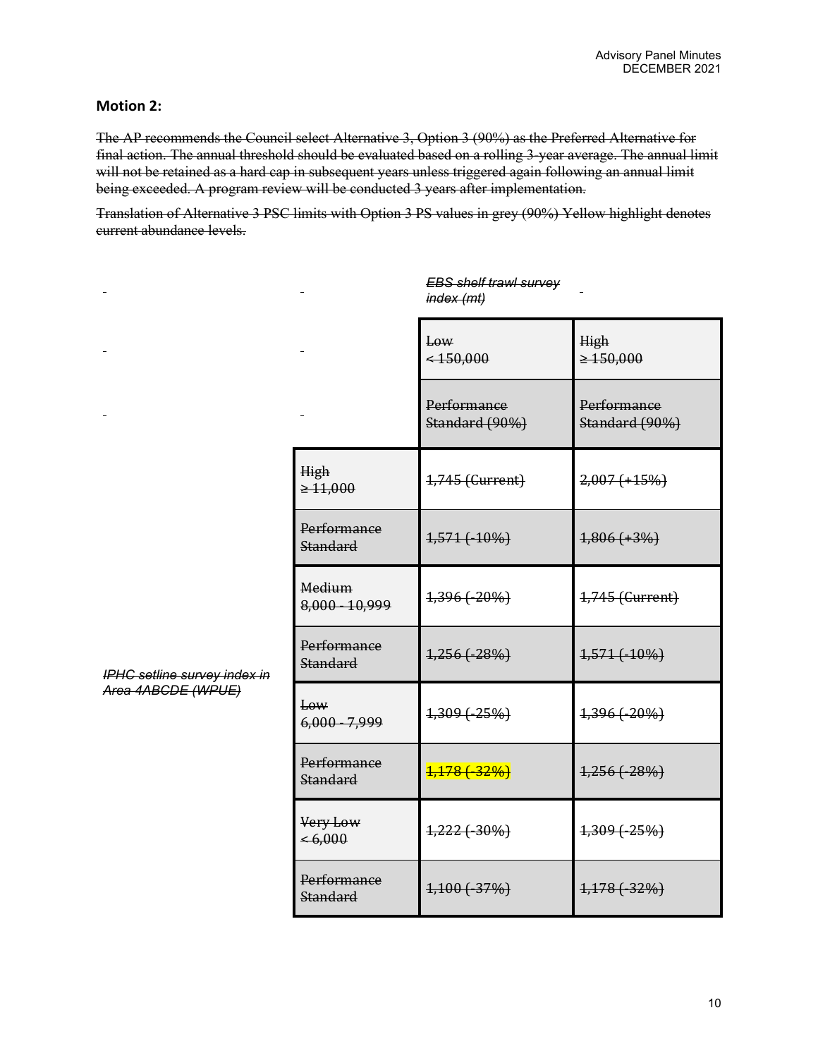## Motion 2:

~~The AP recommends the Council select Alternative 3, Option 3 (90%) as the Preferred Alternative for final action. The annual threshold should be evaluated based on a rolling 3-year average. The annual limit will not be retained as a hard cap in subsequent years unless triggered again following an annual limit being exceeded. A program review will be conducted 3 years after implementation.~~

~~Translation of Alternative 3 PSC limits with Option 3 PS values in grey (90%) Yellow highlight denotes current abundance levels.~~

| | | ~~*EBS shelf trawl survey index (mt)*~~ | |
|---|---|---|---|
| | | ~~Low < 150,000~~ | ~~High ≥ 150,000~~ |
| | | ~~Performance Standard (90%)~~ | ~~Performance Standard (90%)~~ |
| ~~*IPHC setline survey index in Area 4ABCDE (WPUE)*~~ | ~~High ≥ 11,000~~ | ~~1,745 (Current)~~ | ~~2,007 (+15%)~~ |
| | ~~Performance Standard~~ | ~~1,571 (-10%)~~ | ~~1,806 (+3%)~~ |
| | ~~Medium 8,000 - 10,999~~ | ~~1,396 (-20%)~~ | ~~1,745 (Current)~~ |
| | ~~Performance Standard~~ | ~~1,256 (-28%)~~ | ~~1,571 (-10%)~~ |
| | ~~Low 6,000 - 7,999~~ | ~~1,309 (-25%)~~ | ~~1,396 (-20%)~~ |
| | ~~Performance Standard~~ | ~~1,178 (-32%)~~ | ~~1,256 (-28%)~~ |
| | ~~Very Low < 6,000~~ | ~~1,222 (-30%)~~ | ~~1,309 (-25%)~~ |
| | ~~Performance Standard~~ | ~~1,100 (-37%)~~ | ~~1,178 (-32%)~~ |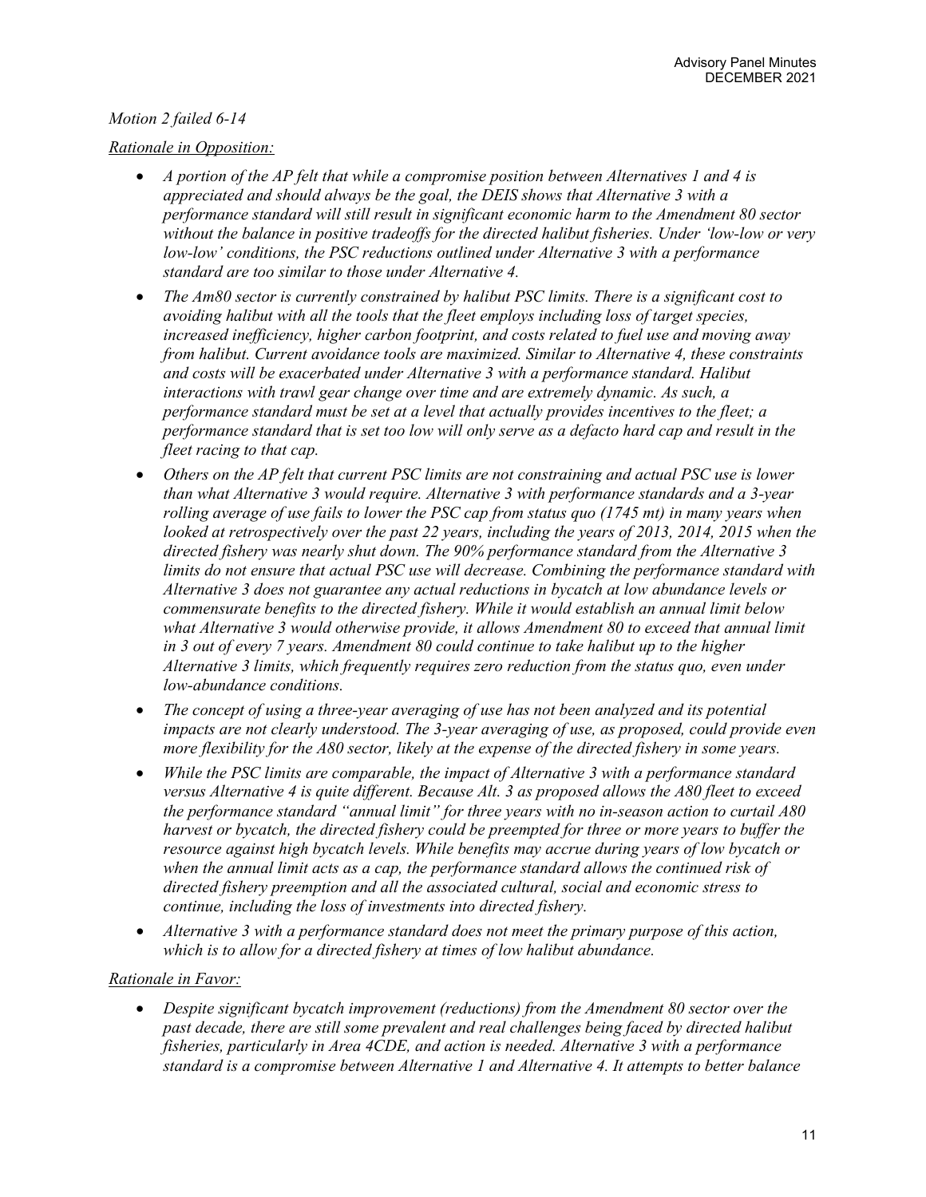*Motion 2 failed 6-14*

*Rationale in Opposition:*

- *A portion of the AP felt that while a compromise position between Alternatives 1 and 4 is appreciated and should always be the goal, the DEIS shows that Alternative 3 with a performance standard will still result in significant economic harm to the Amendment 80 sector without the balance in positive tradeoffs for the directed halibut fisheries. Under 'low-low or very low-low' conditions, the PSC reductions outlined under Alternative 3 with a performance standard are too similar to those under Alternative 4.*
- *The Am80 sector is currently constrained by halibut PSC limits. There is a significant cost to avoiding halibut with all the tools that the fleet employs including loss of target species, increased inefficiency, higher carbon footprint, and costs related to fuel use and moving away from halibut. Current avoidance tools are maximized. Similar to Alternative 4, these constraints and costs will be exacerbated under Alternative 3 with a performance standard. Halibut interactions with trawl gear change over time and are extremely dynamic. As such, a performance standard must be set at a level that actually provides incentives to the fleet; a performance standard that is set too low will only serve as a defacto hard cap and result in the fleet racing to that cap.*
- *Others on the AP felt that current PSC limits are not constraining and actual PSC use is lower than what Alternative 3 would require. Alternative 3 with performance standards and a 3-year rolling average of use fails to lower the PSC cap from status quo (1745 mt) in many years when looked at retrospectively over the past 22 years, including the years of 2013, 2014, 2015 when the directed fishery was nearly shut down. The 90% performance standard from the Alternative 3 limits do not ensure that actual PSC use will decrease. Combining the performance standard with Alternative 3 does not guarantee any actual reductions in bycatch at low abundance levels or commensurate benefits to the directed fishery. While it would establish an annual limit below what Alternative 3 would otherwise provide, it allows Amendment 80 to exceed that annual limit in 3 out of every 7 years. Amendment 80 could continue to take halibut up to the higher Alternative 3 limits, which frequently requires zero reduction from the status quo, even under low-abundance conditions.*
- *The concept of using a three-year averaging of use has not been analyzed and its potential impacts are not clearly understood. The 3-year averaging of use, as proposed, could provide even more flexibility for the A80 sector, likely at the expense of the directed fishery in some years.*
- *While the PSC limits are comparable, the impact of Alternative 3 with a performance standard versus Alternative 4 is quite different. Because Alt. 3 as proposed allows the A80 fleet to exceed the performance standard "annual limit" for three years with no in-season action to curtail A80 harvest or bycatch, the directed fishery could be preempted for three or more years to buffer the resource against high bycatch levels. While benefits may accrue during years of low bycatch or when the annual limit acts as a cap, the performance standard allows the continued risk of directed fishery preemption and all the associated cultural, social and economic stress to continue, including the loss of investments into directed fishery.*
- *Alternative 3 with a performance standard does not meet the primary purpose of this action, which is to allow for a directed fishery at times of low halibut abundance.*

*Rationale in Favor:*

- *Despite significant bycatch improvement (reductions) from the Amendment 80 sector over the past decade, there are still some prevalent and real challenges being faced by directed halibut fisheries, particularly in Area 4CDE, and action is needed. Alternative 3 with a performance standard is a compromise between Alternative 1 and Alternative 4. It attempts to better balance*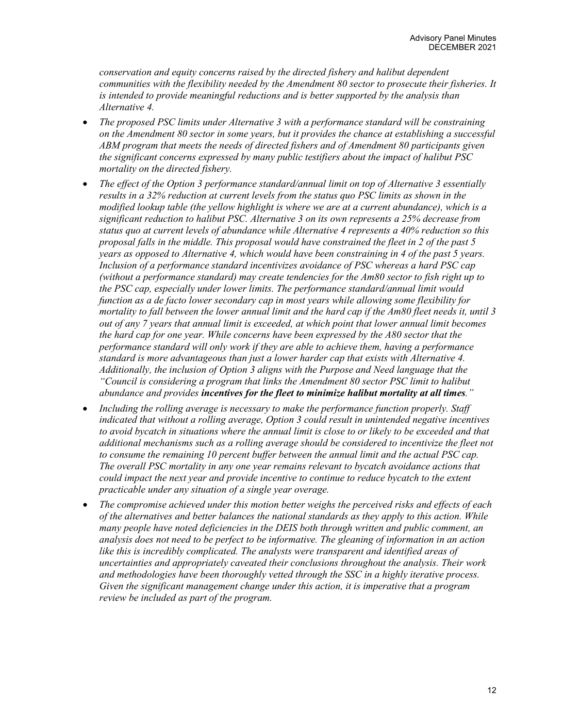*conservation and equity concerns raised by the directed fishery and halibut dependent communities with the flexibility needed by the Amendment 80 sector to prosecute their fisheries. It is intended to provide meaningful reductions and is better supported by the analysis than Alternative 4.*

- *The proposed PSC limits under Alternative 3 with a performance standard will be constraining on the Amendment 80 sector in some years, but it provides the chance at establishing a successful ABM program that meets the needs of directed fishers and of Amendment 80 participants given the significant concerns expressed by many public testifiers about the impact of halibut PSC mortality on the directed fishery.*
- *The effect of the Option 3 performance standard/annual limit on top of Alternative 3 essentially results in a 32% reduction at current levels from the status quo PSC limits as shown in the modified lookup table (the yellow highlight is where we are at a current abundance), which is a significant reduction to halibut PSC. Alternative 3 on its own represents a 25% decrease from status quo at current levels of abundance while Alternative 4 represents a 40% reduction so this proposal falls in the middle. This proposal would have constrained the fleet in 2 of the past 5 years as opposed to Alternative 4, which would have been constraining in 4 of the past 5 years. Inclusion of a performance standard incentivizes avoidance of PSC whereas a hard PSC cap (without a performance standard) may create tendencies for the Am80 sector to fish right up to the PSC cap, especially under lower limits. The performance standard/annual limit would function as a de facto lower secondary cap in most years while allowing some flexibility for mortality to fall between the lower annual limit and the hard cap if the Am80 fleet needs it, until 3 out of any 7 years that annual limit is exceeded, at which point that lower annual limit becomes the hard cap for one year. While concerns have been expressed by the A80 sector that the performance standard will only work if they are able to achieve them, having a performance standard is more advantageous than just a lower harder cap that exists with Alternative 4. Additionally, the inclusion of Option 3 aligns with the Purpose and Need language that the "Council is considering a program that links the Amendment 80 sector PSC limit to halibut abundance and provides* ***incentives for the fleet to minimize halibut mortality at all times****."*
- *Including the rolling average is necessary to make the performance function properly. Staff indicated that without a rolling average, Option 3 could result in unintended negative incentives to avoid bycatch in situations where the annual limit is close to or likely to be exceeded and that additional mechanisms such as a rolling average should be considered to incentivize the fleet not to consume the remaining 10 percent buffer between the annual limit and the actual PSC cap. The overall PSC mortality in any one year remains relevant to bycatch avoidance actions that could impact the next year and provide incentive to continue to reduce bycatch to the extent practicable under any situation of a single year overage.*
- *The compromise achieved under this motion better weighs the perceived risks and effects of each of the alternatives and better balances the national standards as they apply to this action. While many people have noted deficiencies in the DEIS both through written and public comment, an analysis does not need to be perfect to be informative. The gleaning of information in an action like this is incredibly complicated. The analysts were transparent and identified areas of uncertainties and appropriately caveated their conclusions throughout the analysis. Their work and methodologies have been thoroughly vetted through the SSC in a highly iterative process. Given the significant management change under this action, it is imperative that a program review be included as part of the program.*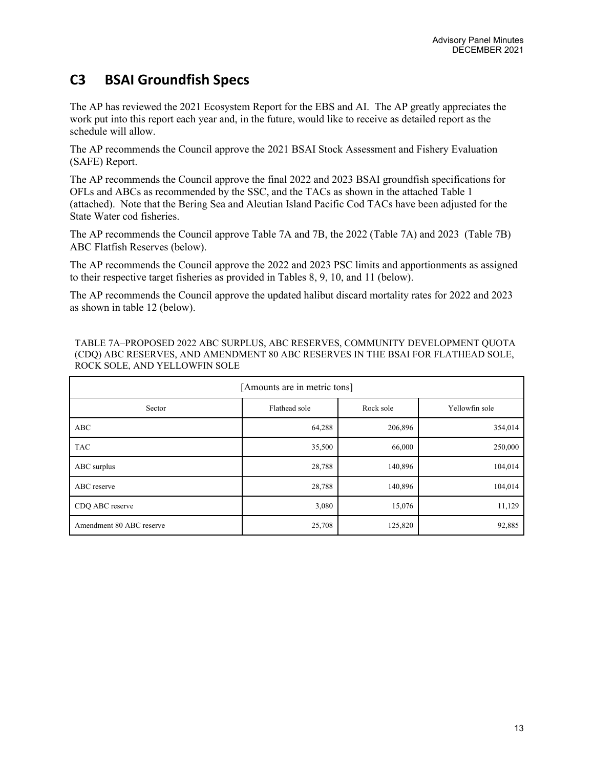## C3 BSAI Groundfish Specs

The AP has reviewed the 2021 Ecosystem Report for the EBS and AI. The AP greatly appreciates the work put into this report each year and, in the future, would like to receive as detailed report as the schedule will allow.

The AP recommends the Council approve the 2021 BSAI Stock Assessment and Fishery Evaluation (SAFE) Report.

The AP recommends the Council approve the final 2022 and 2023 BSAI groundfish specifications for OFLs and ABCs as recommended by the SSC, and the TACs as shown in the attached Table 1 (attached). Note that the Bering Sea and Aleutian Island Pacific Cod TACs have been adjusted for the State Water cod fisheries.

The AP recommends the Council approve Table 7A and 7B, the 2022 (Table 7A) and 2023 (Table 7B) ABC Flatfish Reserves (below).

The AP recommends the Council approve the 2022 and 2023 PSC limits and apportionments as assigned to their respective target fisheries as provided in Tables 8, 9, 10, and 11 (below).

The AP recommends the Council approve the updated halibut discard mortality rates for 2022 and 2023 as shown in table 12 (below).

TABLE 7A–PROPOSED 2022 ABC SURPLUS, ABC RESERVES, COMMUNITY DEVELOPMENT QUOTA (CDQ) ABC RESERVES, AND AMENDMENT 80 ABC RESERVES IN THE BSAI FOR FLATHEAD SOLE, ROCK SOLE, AND YELLOWFIN SOLE

| [Amounts are in metric tons] | | | |
|---|---|---|---|
| Sector | Flathead sole | Rock sole | Yellowfin sole |
| ABC | 64,288 | 206,896 | 354,014 |
| TAC | 35,500 | 66,000 | 250,000 |
| ABC surplus | 28,788 | 140,896 | 104,014 |
| ABC reserve | 28,788 | 140,896 | 104,014 |
| CDQ ABC reserve | 3,080 | 15,076 | 11,129 |
| Amendment 80 ABC reserve | 25,708 | 125,820 | 92,885 |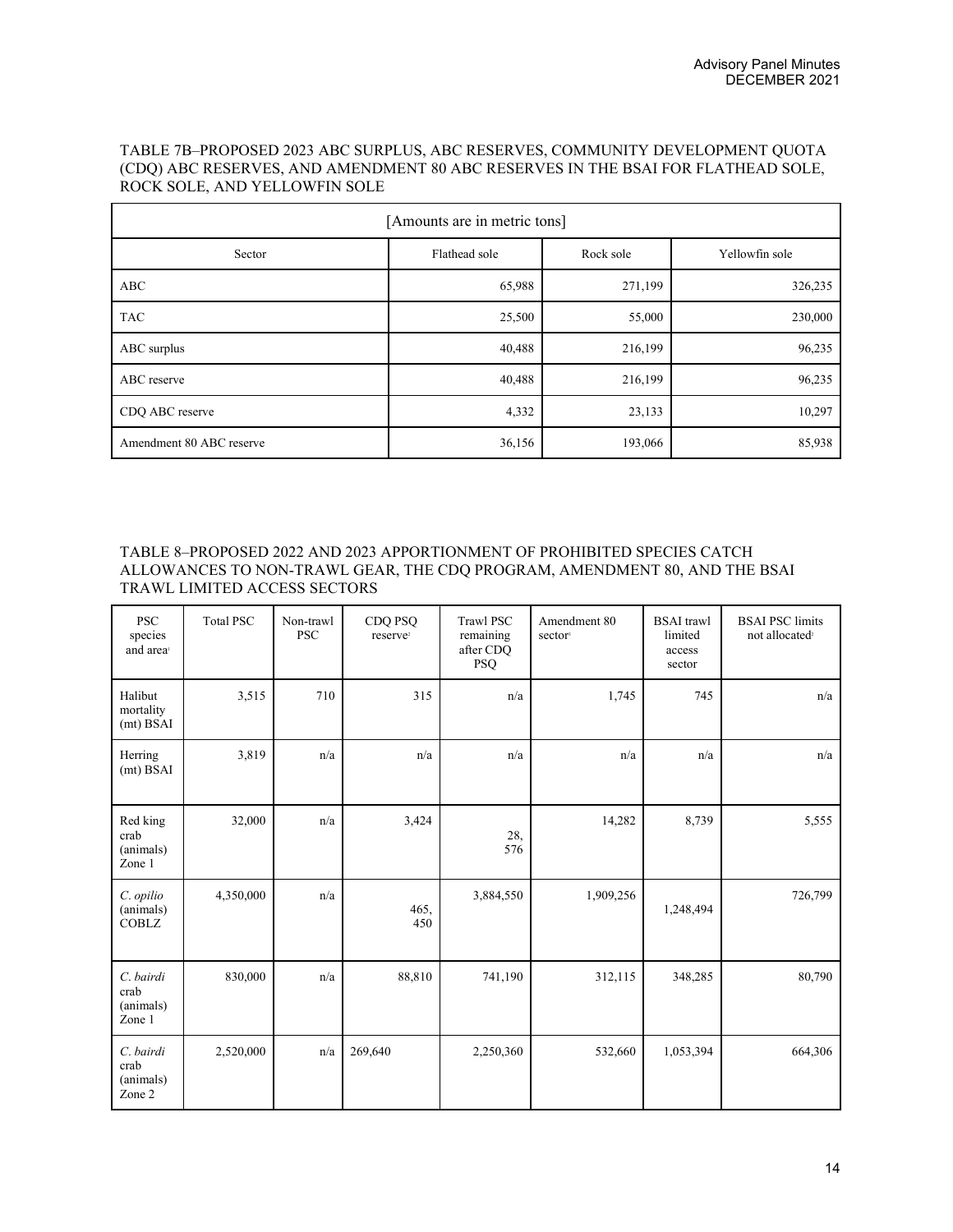TABLE 7B–PROPOSED 2023 ABC SURPLUS, ABC RESERVES, COMMUNITY DEVELOPMENT QUOTA (CDQ) ABC RESERVES, AND AMENDMENT 80 ABC RESERVES IN THE BSAI FOR FLATHEAD SOLE, ROCK SOLE, AND YELLOWFIN SOLE

| [Amounts are in metric tons] | | | |
|---|---|---|---|
| Sector | Flathead sole | Rock sole | Yellowfin sole |
| ABC | 65,988 | 271,199 | 326,235 |
| TAC | 25,500 | 55,000 | 230,000 |
| ABC surplus | 40,488 | 216,199 | 96,235 |
| ABC reserve | 40,488 | 216,199 | 96,235 |
| CDQ ABC reserve | 4,332 | 23,133 | 10,297 |
| Amendment 80 ABC reserve | 36,156 | 193,066 | 85,938 |

TABLE 8–PROPOSED 2022 AND 2023 APPORTIONMENT OF PROHIBITED SPECIES CATCH ALLOWANCES TO NON-TRAWL GEAR, THE CDQ PROGRAM, AMENDMENT 80, AND THE BSAI TRAWL LIMITED ACCESS SECTORS

| PSC species and area[1] | Total PSC | Non-trawl PSC | CDQ PSQ reserve[2] | Trawl PSC remaining after CDQ PSQ | Amendment 80 sector[3] | BSAI trawl limited access sector | BSAI PSC limits not allocated[2] |
|---|---|---|---|---|---|---|---|
| Halibut mortality (mt) BSAI | 3,515 | 710 | 315 | n/a | 1,745 | 745 | n/a |
| Herring (mt) BSAI | 3,819 | n/a | n/a | n/a | n/a | n/a | n/a |
| Red king crab (animals) Zone 1 | 32,000 | n/a | 3,424 | 28,576 | 14,282 | 8,739 | 5,555 |
| *C. opilio* (animals) COBLZ | 4,350,000 | n/a | 465,450 | 3,884,550 | 1,909,256 | 1,248,494 | 726,799 |
| *C. bairdi* crab (animals) Zone 1 | 830,000 | n/a | 88,810 | 741,190 | 312,115 | 348,285 | 80,790 |
| *C. bairdi* crab (animals) Zone 2 | 2,520,000 | n/a | 269,640 | 2,250,360 | 532,660 | 1,053,394 | 664,306 |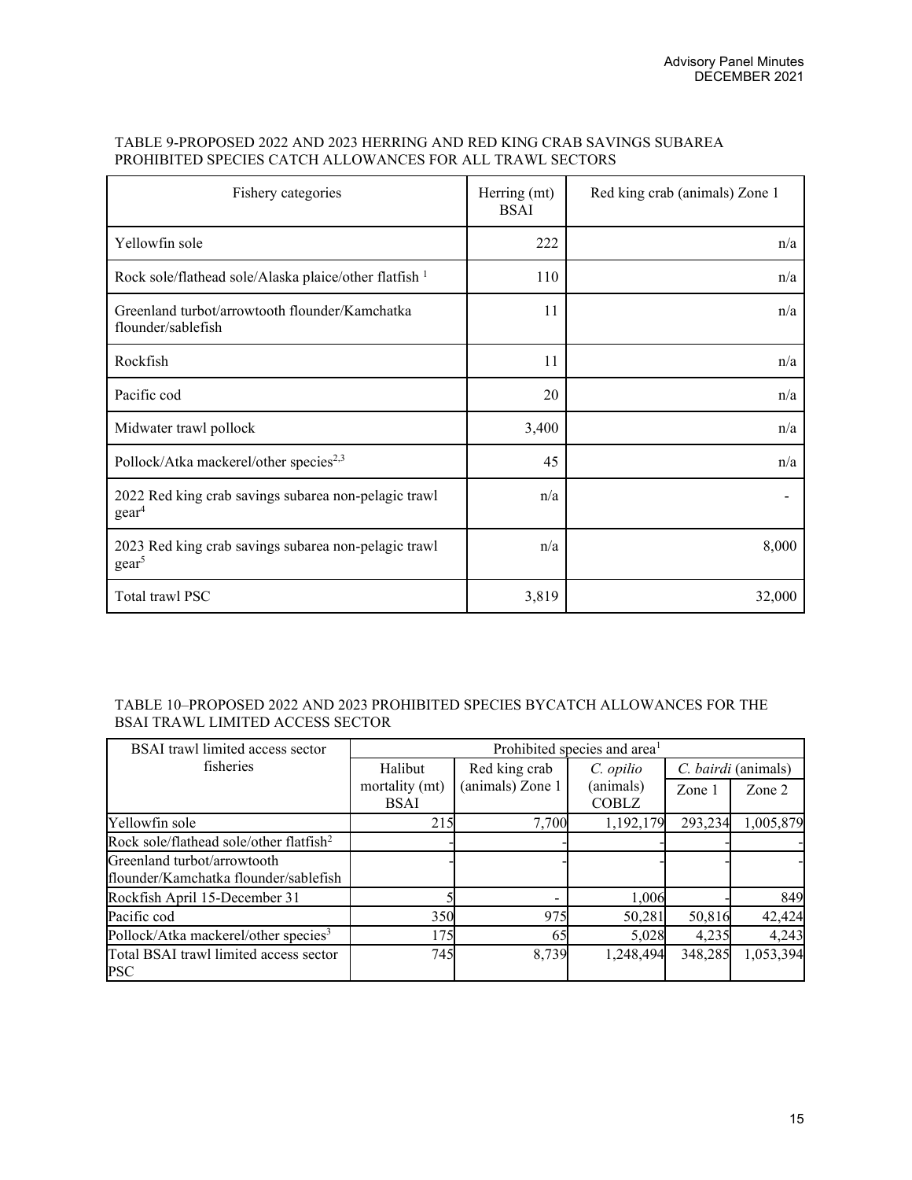TABLE 9-PROPOSED 2022 AND 2023 HERRING AND RED KING CRAB SAVINGS SUBAREA PROHIBITED SPECIES CATCH ALLOWANCES FOR ALL TRAWL SECTORS

| Fishery categories | Herring (mt) BSAI | Red king crab (animals) Zone 1 |
|---|---|---|
| Yellowfin sole | 222 | n/a |
| Rock sole/flathead sole/Alaska plaice/other flatfish [1] | 110 | n/a |
| Greenland turbot/arrowtooth flounder/Kamchatka flounder/sablefish | 11 | n/a |
| Rockfish | 11 | n/a |
| Pacific cod | 20 | n/a |
| Midwater trawl pollock | 3,400 | n/a |
| Pollock/Atka mackerel/other species[2,3] | 45 | n/a |
| 2022 Red king crab savings subarea non-pelagic trawl gear[4] | n/a | - |
| 2023 Red king crab savings subarea non-pelagic trawl gear[5] | n/a | 8,000 |
| Total trawl PSC | 3,819 | 32,000 |

TABLE 10–PROPOSED 2022 AND 2023 PROHIBITED SPECIES BYCATCH ALLOWANCES FOR THE BSAI TRAWL LIMITED ACCESS SECTOR

| BSAI trawl limited access sector fisheries | Prohibited species and area[1] | | | | |
|---|---|---|---|---|---|
| | Halibut mortality (mt) BSAI | Red king crab (animals) Zone 1 | *C. opilio* (animals) COBLZ | *C. bairdi* (animals) | |
| | | | | Zone 1 | Zone 2 |
| Yellowfin sole | 215 | 7,700 | 1,192,179 | 293,234 | 1,005,879 |
| Rock sole/flathead sole/other flatfish[2] | - | - | - | - | - |
| Greenland turbot/arrowtooth flounder/Kamchatka flounder/sablefish | - | - | - | - | - |
| Rockfish April 15-December 31 | 5 | - | 1,006 | - | 849 |
| Pacific cod | 350 | 975 | 50,281 | 50,816 | 42,424 |
| Pollock/Atka mackerel/other species[3] | 175 | 65 | 5,028 | 4,235 | 4,243 |
| Total BSAI trawl limited access sector PSC | 745 | 8,739 | 1,248,494 | 348,285 | 1,053,394 |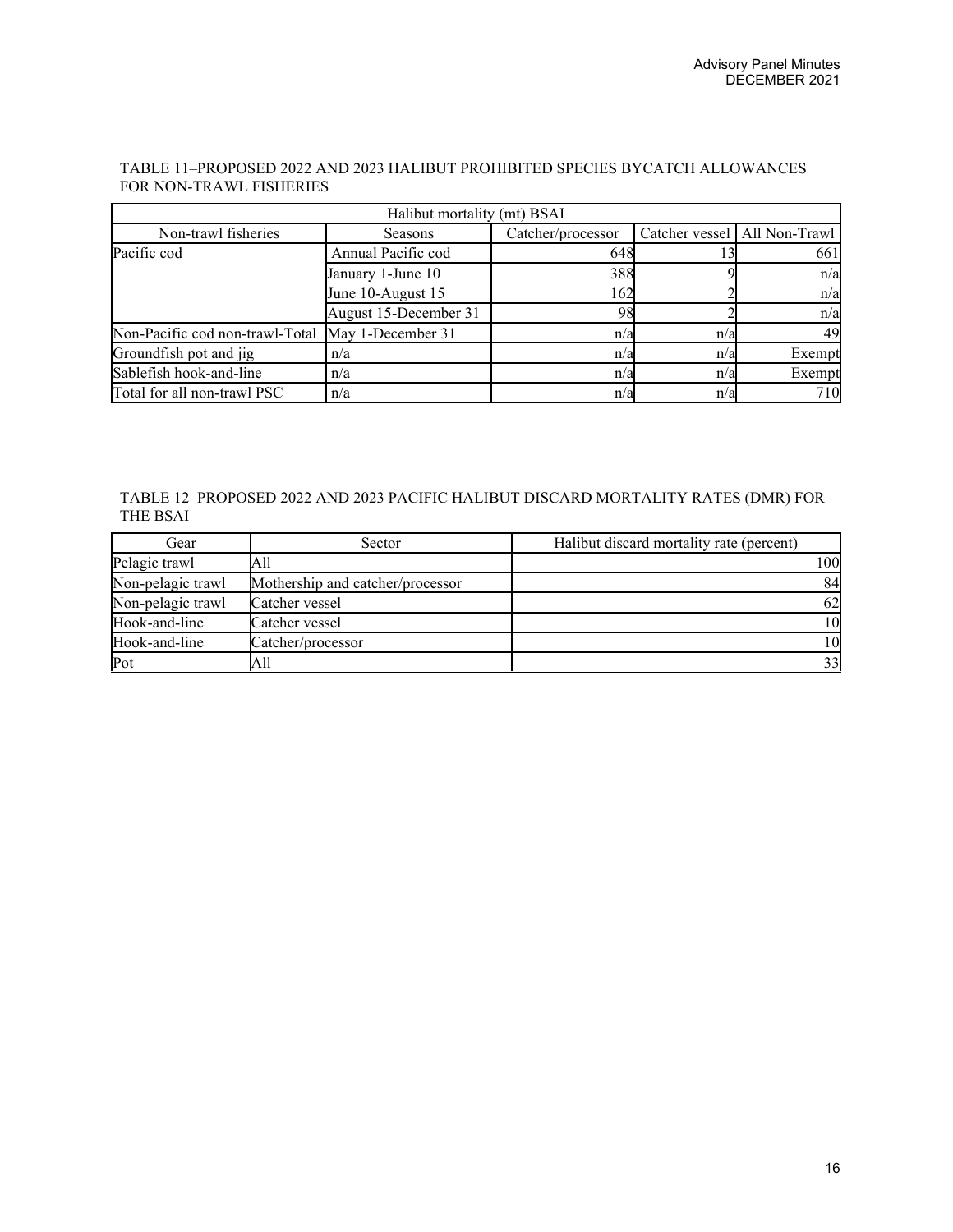TABLE 11–PROPOSED 2022 AND 2023 HALIBUT PROHIBITED SPECIES BYCATCH ALLOWANCES FOR NON-TRAWL FISHERIES

| Halibut mortality (mt) BSAI | | | | |
|---|---|---|---|---|
| Non-trawl fisheries | Seasons | Catcher/processor | Catcher vessel | All Non-Trawl |
| Pacific cod | Annual Pacific cod | 648 | 13 | 661 |
| | January 1-June 10 | 388 | 9 | n/a |
| | June 10-August 15 | 162 | 2 | n/a |
| | August 15-December 31 | 98 | 2 | n/a |
| Non-Pacific cod non-trawl-Total | May 1-December 31 | n/a | n/a | 49 |
| Groundfish pot and jig | n/a | n/a | n/a | Exempt |
| Sablefish hook-and-line | n/a | n/a | n/a | Exempt |
| Total for all non-trawl PSC | n/a | n/a | n/a | 710 |

TABLE 12–PROPOSED 2022 AND 2023 PACIFIC HALIBUT DISCARD MORTALITY RATES (DMR) FOR THE BSAI

| Gear | Sector | Halibut discard mortality rate (percent) |
|---|---|---|
| Pelagic trawl | All | 100 |
| Non-pelagic trawl | Mothership and catcher/processor | 84 |
| Non-pelagic trawl | Catcher vessel | 62 |
| Hook-and-line | Catcher vessel | 10 |
| Hook-and-line | Catcher/processor | 10 |
| Pot | All | 33 |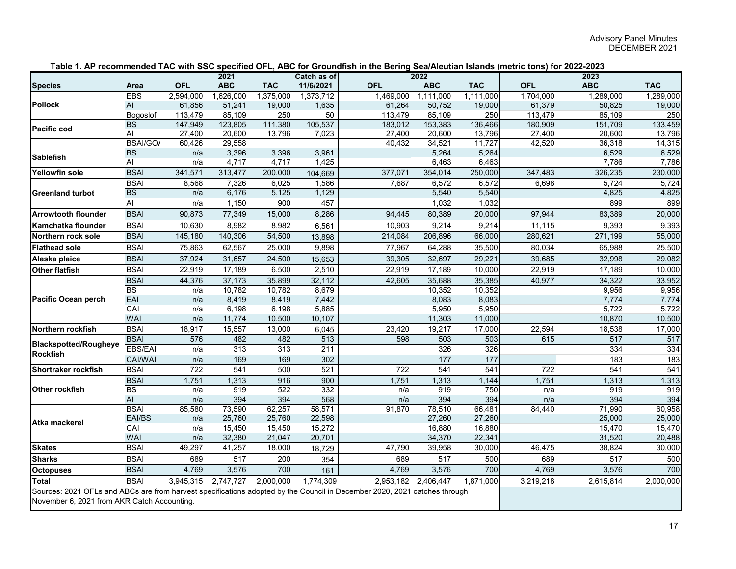**Table 1. AP recommended TAC with SSC specified OFL, ABC for Groundfish in the Bering Sea/Aleutian Islands (metric tons) for 2022-2023**

| | | 2021 | | | Catch as of | 2022 | | | 2023 | | |
|---|---|---|---|---|---|---|---|---|---|---|---|
| **Species** | **Area** | **OFL** | **ABC** | **TAC** | **11/6/2021** | **OFL** | **ABC** | **TAC** | **OFL** | **ABC** | **TAC** |
| **Pollock** | EBS | 2,594,000 | 1,626,000 | 1,375,000 | 1,373,712 | 1,469,000 | 1,111,000 | 1,111,000 | 1,704,000 | 1,289,000 | 1,289,000 |
| | AI | 61,856 | 51,241 | 19,000 | 1,635 | 61,264 | 50,752 | 19,000 | 61,379 | 50,825 | 19,000 |
| | Bogoslof | 113,479 | 85,109 | 250 | 50 | 113,479 | 85,109 | 250 | 113,479 | 85,109 | 250 |
| **Pacific cod** | BS | 147,949 | 123,805 | 111,380 | 105,537 | 183,012 | 153,383 | 136,466 | 180,909 | 151,709 | 133,459 |
| | AI | 27,400 | 20,600 | 13,796 | 7,023 | 27,400 | 20,600 | 13,796 | 27,400 | 20,600 | 13,796 |
| **Sablefish** | BSAI/GOA | 60,426 | 29,558 | | | 40,432 | 34,521 | 11,727 | 42,520 | 36,318 | 14,315 |
| | BS | n/a | 3,396 | 3,396 | 3,961 | | 5,264 | 5,264 | | 6,529 | 6,529 |
| | AI | n/a | 4,717 | 4,717 | 1,425 | | 6,463 | 6,463 | | 7,786 | 7,786 |
| **Yellowfin sole** | BSAI | 341,571 | 313,477 | 200,000 | 104,669 | 377,071 | 354,014 | 250,000 | 347,483 | 326,235 | 230,000 |
| **Greenland turbot** | BSAI | 8,568 | 7,326 | 6,025 | 1,586 | 7,687 | 6,572 | 6,572 | 6,698 | 5,724 | 5,724 |
| | BS | n/a | 6,176 | 5,125 | 1,129 | | 5,540 | 5,540 | | 4,825 | 4,825 |
| | AI | n/a | 1,150 | 900 | 457 | | 1,032 | 1,032 | | 899 | 899 |
| **Arrowtooth flounder** | BSAI | 90,873 | 77,349 | 15,000 | 8,286 | 94,445 | 80,389 | 20,000 | 97,944 | 83,389 | 20,000 |
| **Kamchatka flounder** | BSAI | 10,630 | 8,982 | 8,982 | 6,561 | 10,903 | 9,214 | 9,214 | 11,115 | 9,393 | 9,393 |
| **Northern rock sole** | BSAI | 145,180 | 140,306 | 54,500 | 13,898 | 214,084 | 206,896 | 66,000 | 280,621 | 271,199 | 55,000 |
| **Flathead sole** | BSAI | 75,863 | 62,567 | 25,000 | 9,898 | 77,967 | 64,288 | 35,500 | 80,034 | 65,988 | 25,500 |
| **Alaska plaice** | BSAI | 37,924 | 31,657 | 24,500 | 15,653 | 39,305 | 32,697 | 29,221 | 39,685 | 32,998 | 29,082 |
| **Other flatfish** | BSAI | 22,919 | 17,189 | 6,500 | 2,510 | 22,919 | 17,189 | 10,000 | 22,919 | 17,189 | 10,000 |
| **Pacific Ocean perch** | BSAI | 44,376 | 37,173 | 35,899 | 32,112 | 42,605 | 35,688 | 35,385 | 40,977 | 34,322 | 33,952 |
| | BS | n/a | 10,782 | 10,782 | 8,679 | | 10,352 | 10,352 | | 9,956 | 9,956 |
| | EAI | n/a | 8,419 | 8,419 | 7,442 | | 8,083 | 8,083 | | 7,774 | 7,774 |
| | CAI | n/a | 6,198 | 6,198 | 5,885 | | 5,950 | 5,950 | | 5,722 | 5,722 |
| | WAI | n/a | 11,774 | 10,500 | 10,107 | | 11,303 | 11,000 | | 10,870 | 10,500 |
| **Northern rockfish** | BSAI | 18,917 | 15,557 | 13,000 | 6,045 | 23,420 | 19,217 | 17,000 | 22,594 | 18,538 | 17,000 |
| **Blackspotted/Rougheye Rockfish** | BSAI | 576 | 482 | 482 | 513 | 598 | 503 | 503 | 615 | 517 | 517 |
| | EBS/EAI | n/a | 313 | 313 | 211 | | 326 | 326 | | 334 | 334 |
| | CAI/WAI | n/a | 169 | 169 | 302 | | 177 | 177 | | 183 | 183 |
| **Shortraker rockfish** | BSAI | 722 | 541 | 500 | 521 | 722 | 541 | 541 | 722 | 541 | 541 |
| **Other rockfish** | BSAI | 1,751 | 1,313 | 916 | 900 | 1,751 | 1,313 | 1,144 | 1,751 | 1,313 | 1,313 |
| | BS | n/a | 919 | 522 | 332 | n/a | 919 | 750 | n/a | 919 | 919 |
| | AI | n/a | 394 | 394 | 568 | n/a | 394 | 394 | n/a | 394 | 394 |
| **Atka mackerel** | BSAI | 85,580 | 73,590 | 62,257 | 58,571 | 91,870 | 78,510 | 66,481 | 84,440 | 71,990 | 60,958 |
| | EAI/BS | n/a | 25,760 | 25,760 | 22,598 | | 27,260 | 27,260 | | 25,000 | 25,000 |
| | CAI | n/a | 15,450 | 15,450 | 15,272 | | 16,880 | 16,880 | | 15,470 | 15,470 |
| | WAI | n/a | 32,380 | 21,047 | 20,701 | | 34,370 | 22,341 | | 31,520 | 20,488 |
| **Skates** | BSAI | 49,297 | 41,257 | 18,000 | 18,729 | 47,790 | 39,958 | 30,000 | 46,475 | 38,824 | 30,000 |
| **Sharks** | BSAI | 689 | 517 | 200 | 354 | 689 | 517 | 500 | 689 | 517 | 500 |
| **Octopuses** | BSAI | 4,769 | 3,576 | 700 | 161 | 4,769 | 3,576 | 700 | 4,769 | 3,576 | 700 |
| **Total** | BSAI | 3,945,315 | 2,747,727 | 2,000,000 | 1,774,309 | 2,953,182 | 2,406,447 | 1,871,000 | 3,219,218 | 2,615,814 | 2,000,000 |

Sources: 2021 OFLs and ABCs are from harvest specifications adopted by the Council in December 2020, 2021 catches through November 6, 2021 from AKR Catch Accounting.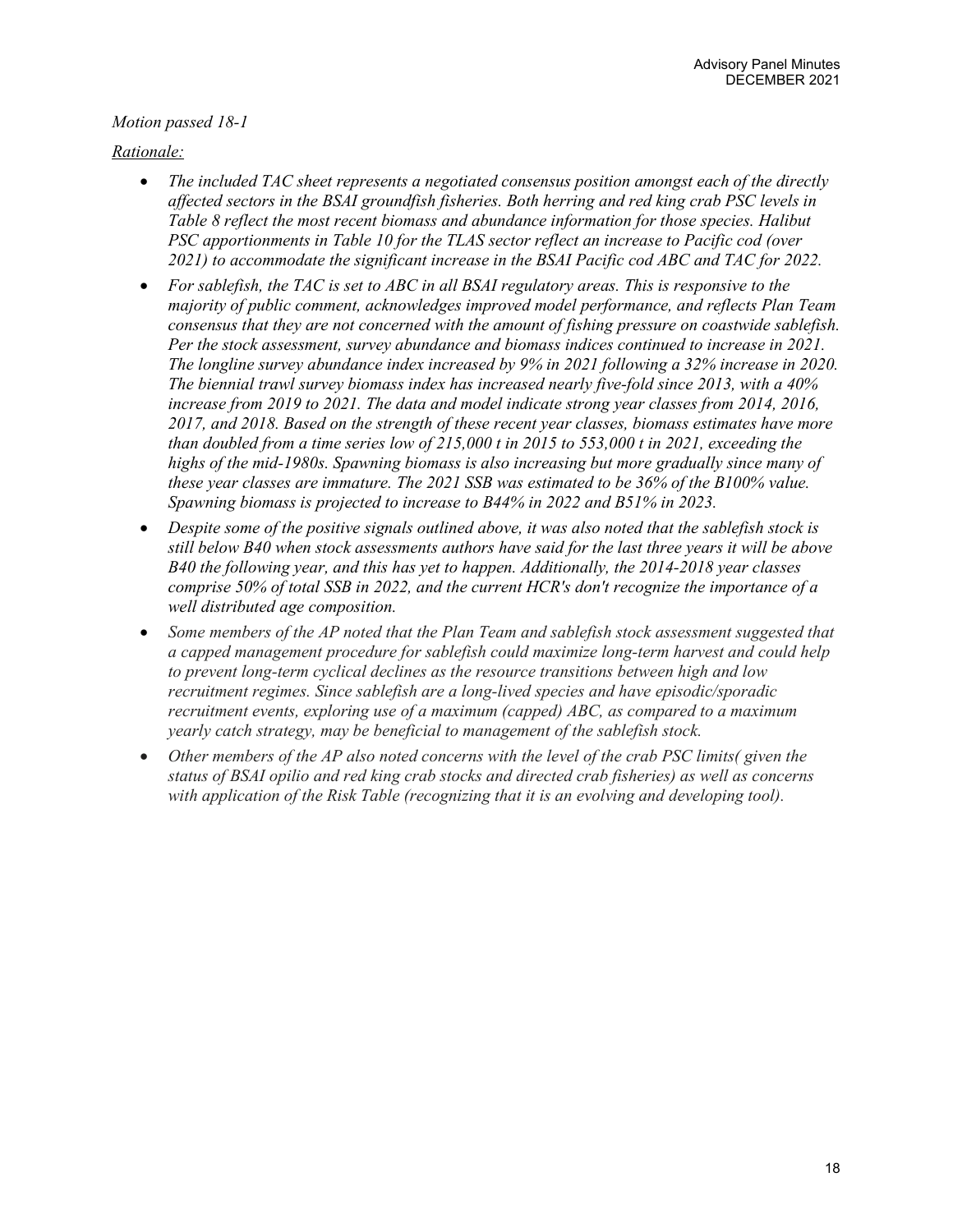*Motion passed 18-1*

*Rationale:*

- *The included TAC sheet represents a negotiated consensus position amongst each of the directly affected sectors in the BSAI groundfish fisheries. Both herring and red king crab PSC levels in Table 8 reflect the most recent biomass and abundance information for those species. Halibut PSC apportionments in Table 10 for the TLAS sector reflect an increase to Pacific cod (over 2021) to accommodate the significant increase in the BSAI Pacific cod ABC and TAC for 2022.*
- *For sablefish, the TAC is set to ABC in all BSAI regulatory areas. This is responsive to the majority of public comment, acknowledges improved model performance, and reflects Plan Team consensus that they are not concerned with the amount of fishing pressure on coastwide sablefish. Per the stock assessment, survey abundance and biomass indices continued to increase in 2021. The longline survey abundance index increased by 9% in 2021 following a 32% increase in 2020. The biennial trawl survey biomass index has increased nearly five-fold since 2013, with a 40% increase from 2019 to 2021. The data and model indicate strong year classes from 2014, 2016, 2017, and 2018. Based on the strength of these recent year classes, biomass estimates have more than doubled from a time series low of 215,000 t in 2015 to 553,000 t in 2021, exceeding the highs of the mid-1980s. Spawning biomass is also increasing but more gradually since many of these year classes are immature. The 2021 SSB was estimated to be 36% of the B100% value. Spawning biomass is projected to increase to B44% in 2022 and B51% in 2023.*
- *Despite some of the positive signals outlined above, it was also noted that the sablefish stock is still below B40 when stock assessments authors have said for the last three years it will be above B40 the following year, and this has yet to happen. Additionally, the 2014-2018 year classes comprise 50% of total SSB in 2022, and the current HCR's don't recognize the importance of a well distributed age composition.*
- *Some members of the AP noted that the Plan Team and sablefish stock assessment suggested that a capped management procedure for sablefish could maximize long-term harvest and could help to prevent long-term cyclical declines as the resource transitions between high and low recruitment regimes. Since sablefish are a long-lived species and have episodic/sporadic recruitment events, exploring use of a maximum (capped) ABC, as compared to a maximum yearly catch strategy, may be beneficial to management of the sablefish stock.*
- *Other members of the AP also noted concerns with the level of the crab PSC limits( given the status of BSAI opilio and red king crab stocks and directed crab fisheries) as well as concerns with application of the Risk Table (recognizing that it is an evolving and developing tool).*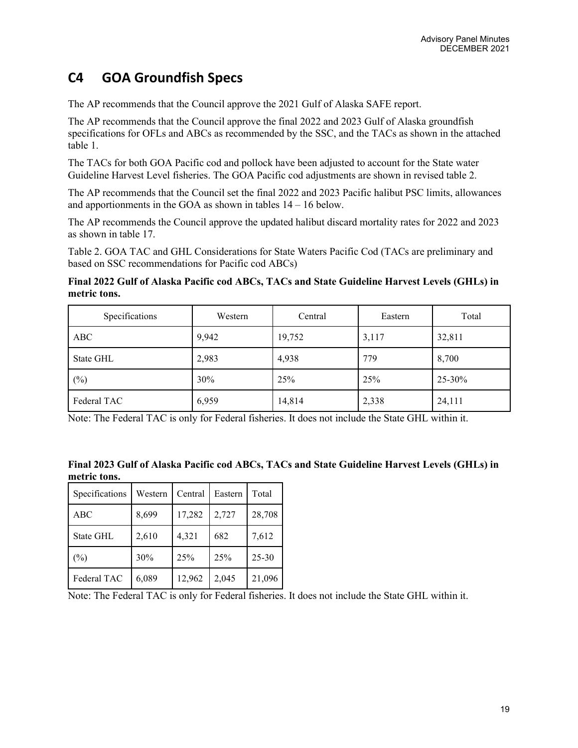## C4 GOA Groundfish Specs

The AP recommends that the Council approve the 2021 Gulf of Alaska SAFE report.

The AP recommends that the Council approve the final 2022 and 2023 Gulf of Alaska groundfish specifications for OFLs and ABCs as recommended by the SSC, and the TACs as shown in the attached table 1.

The TACs for both GOA Pacific cod and pollock have been adjusted to account for the State water Guideline Harvest Level fisheries. The GOA Pacific cod adjustments are shown in revised table 2.

The AP recommends that the Council set the final 2022 and 2023 Pacific halibut PSC limits, allowances and apportionments in the GOA as shown in tables 14 – 16 below.

The AP recommends the Council approve the updated halibut discard mortality rates for 2022 and 2023 as shown in table 17.

Table 2. GOA TAC and GHL Considerations for State Waters Pacific Cod (TACs are preliminary and based on SSC recommendations for Pacific cod ABCs)

**Final 2022 Gulf of Alaska Pacific cod ABCs, TACs and State Guideline Harvest Levels (GHLs) in metric tons.**

| Specifications | Western | Central | Eastern | Total |
|---|---|---|---|---|
| ABC | 9,942 | 19,752 | 3,117 | 32,811 |
| State GHL | 2,983 | 4,938 | 779 | 8,700 |
| (%) | 30% | 25% | 25% | 25-30% |
| Federal TAC | 6,959 | 14,814 | 2,338 | 24,111 |

Note: The Federal TAC is only for Federal fisheries. It does not include the State GHL within it.

**Final 2023 Gulf of Alaska Pacific cod ABCs, TACs and State Guideline Harvest Levels (GHLs) in metric tons.**

| Specifications | Western | Central | Eastern | Total |
|---|---|---|---|---|
| ABC | 8,699 | 17,282 | 2,727 | 28,708 |
| State GHL | 2,610 | 4,321 | 682 | 7,612 |
| (%) | 30% | 25% | 25% | 25-30 |
| Federal TAC | 6,089 | 12,962 | 2,045 | 21,096 |

Note: The Federal TAC is only for Federal fisheries. It does not include the State GHL within it.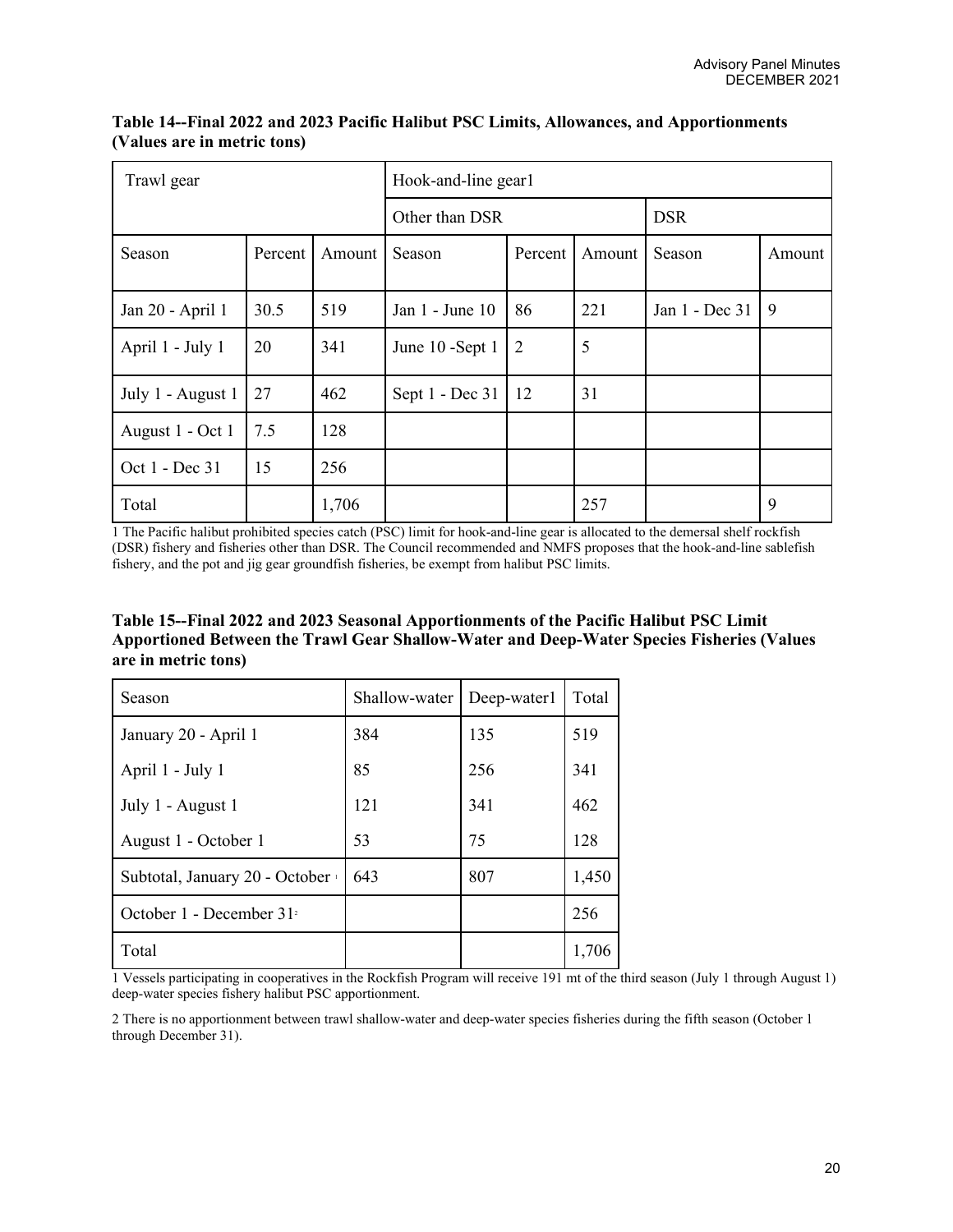**Table 14--Final 2022 and 2023 Pacific Halibut PSC Limits, Allowances, and Apportionments (Values are in metric tons)**

| Trawl gear | | | Hook-and-line gear[1] | | | | |
|---|---|---|---|---|---|---|---|
| | | | Other than DSR | | | DSR | |
| Season | Percent | Amount | Season | Percent | Amount | Season | Amount |
| Jan 20 - April 1 | 30.5 | 519 | Jan 1 - June 10 | 86 | 221 | Jan 1 - Dec 31 | 9 |
| April 1 - July 1 | 20 | 341 | June 10 -Sept 1 | 2 | 5 | | |
| July 1 - August 1 | 27 | 462 | Sept 1 - Dec 31 | 12 | 31 | | |
| August 1 - Oct 1 | 7.5 | 128 | | | | | |
| Oct 1 - Dec 31 | 15 | 256 | | | | | |
| Total | | 1,706 | | | 257 | | 9 |

1 The Pacific halibut prohibited species catch (PSC) limit for hook-and-line gear is allocated to the demersal shelf rockfish (DSR) fishery and fisheries other than DSR. The Council recommended and NMFS proposes that the hook-and-line sablefish fishery, and the pot and jig gear groundfish fisheries, be exempt from halibut PSC limits.

**Table 15--Final 2022 and 2023 Seasonal Apportionments of the Pacific Halibut PSC Limit Apportioned Between the Trawl Gear Shallow-Water and Deep-Water Species Fisheries (Values are in metric tons)**

| Season | Shallow-water | Deep-water[1] | Total |
|---|---|---|---|
| January 20 - April 1 | 384 | 135 | 519 |
| April 1 - July 1 | 85 | 256 | 341 |
| July 1 - August 1 | 121 | 341 | 462 |
| August 1 - October 1 | 53 | 75 | 128 |
| Subtotal, January 20 - October [1] | 643 | 807 | 1,450 |
| October 1 - December 31[2] | | | 256 |
| Total | | | 1,706 |

1 Vessels participating in cooperatives in the Rockfish Program will receive 191 mt of the third season (July 1 through August 1) deep-water species fishery halibut PSC apportionment.

2 There is no apportionment between trawl shallow-water and deep-water species fisheries during the fifth season (October 1 through December 31).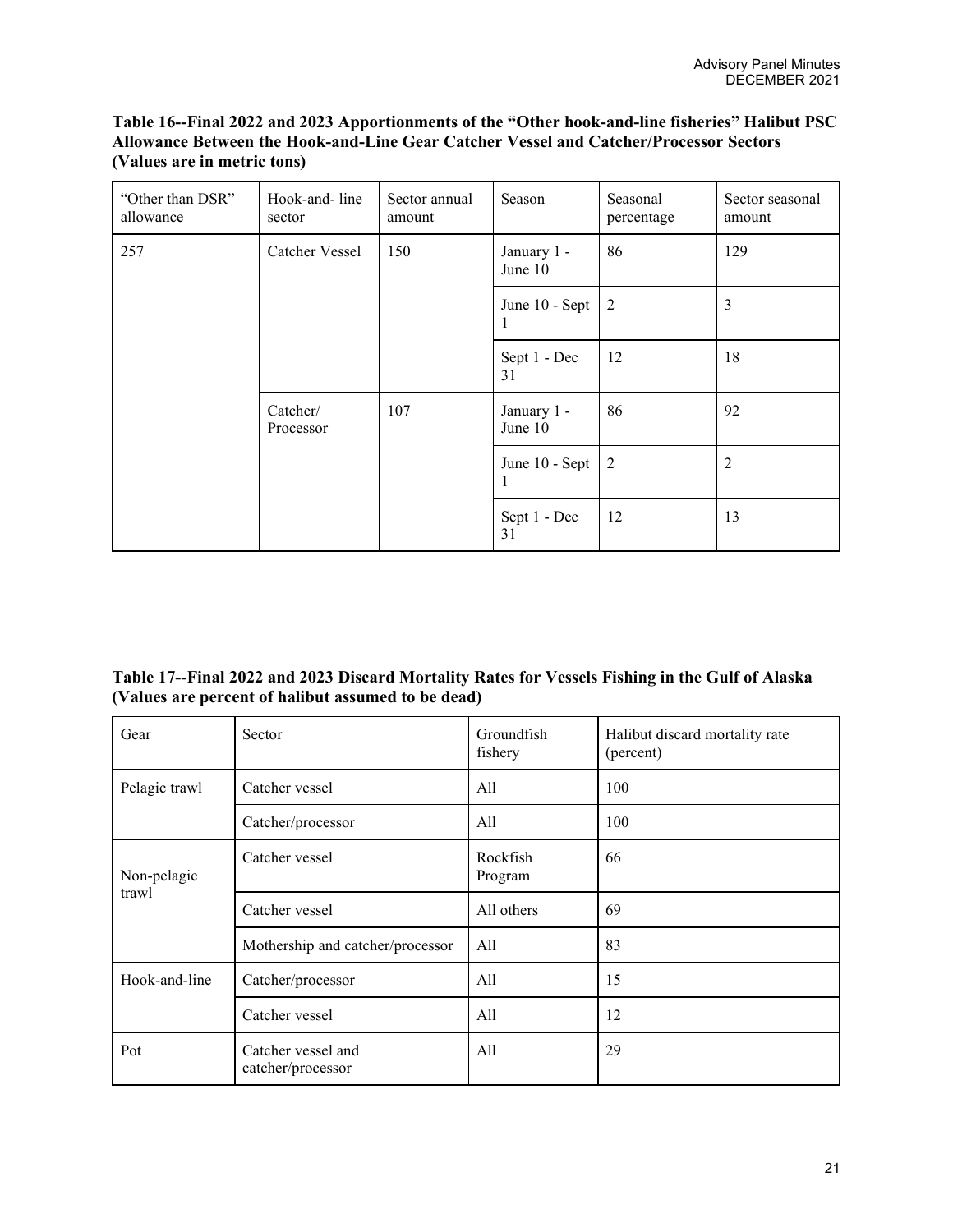**Table 16--Final 2022 and 2023 Apportionments of the "Other hook-and-line fisheries" Halibut PSC Allowance Between the Hook-and-Line Gear Catcher Vessel and Catcher/Processor Sectors (Values are in metric tons)**

| "Other than DSR" allowance | Hook-and- line sector | Sector annual amount | Season | Seasonal percentage | Sector seasonal amount |
|---|---|---|---|---|---|
| 257 | Catcher Vessel | 150 | January 1 - June 10 | 86 | 129 |
| | | | June 10 - Sept 1 | 2 | 3 |
| | | | Sept 1 - Dec 31 | 12 | 18 |
| | Catcher/ Processor | 107 | January 1 - June 10 | 86 | 92 |
| | | | June 10 - Sept 1 | 2 | 2 |
| | | | Sept 1 - Dec 31 | 12 | 13 |

**Table 17--Final 2022 and 2023 Discard Mortality Rates for Vessels Fishing in the Gulf of Alaska (Values are percent of halibut assumed to be dead)**

| Gear | Sector | Groundfish fishery | Halibut discard mortality rate (percent) |
|---|---|---|---|
| Pelagic trawl | Catcher vessel | All | 100 |
| | Catcher/processor | All | 100 |
| Non-pelagic trawl | Catcher vessel | Rockfish Program | 66 |
| | Catcher vessel | All others | 69 |
| | Mothership and catcher/processor | All | 83 |
| Hook-and-line | Catcher/processor | All | 15 |
| | Catcher vessel | All | 12 |
| Pot | Catcher vessel and catcher/processor | All | 29 |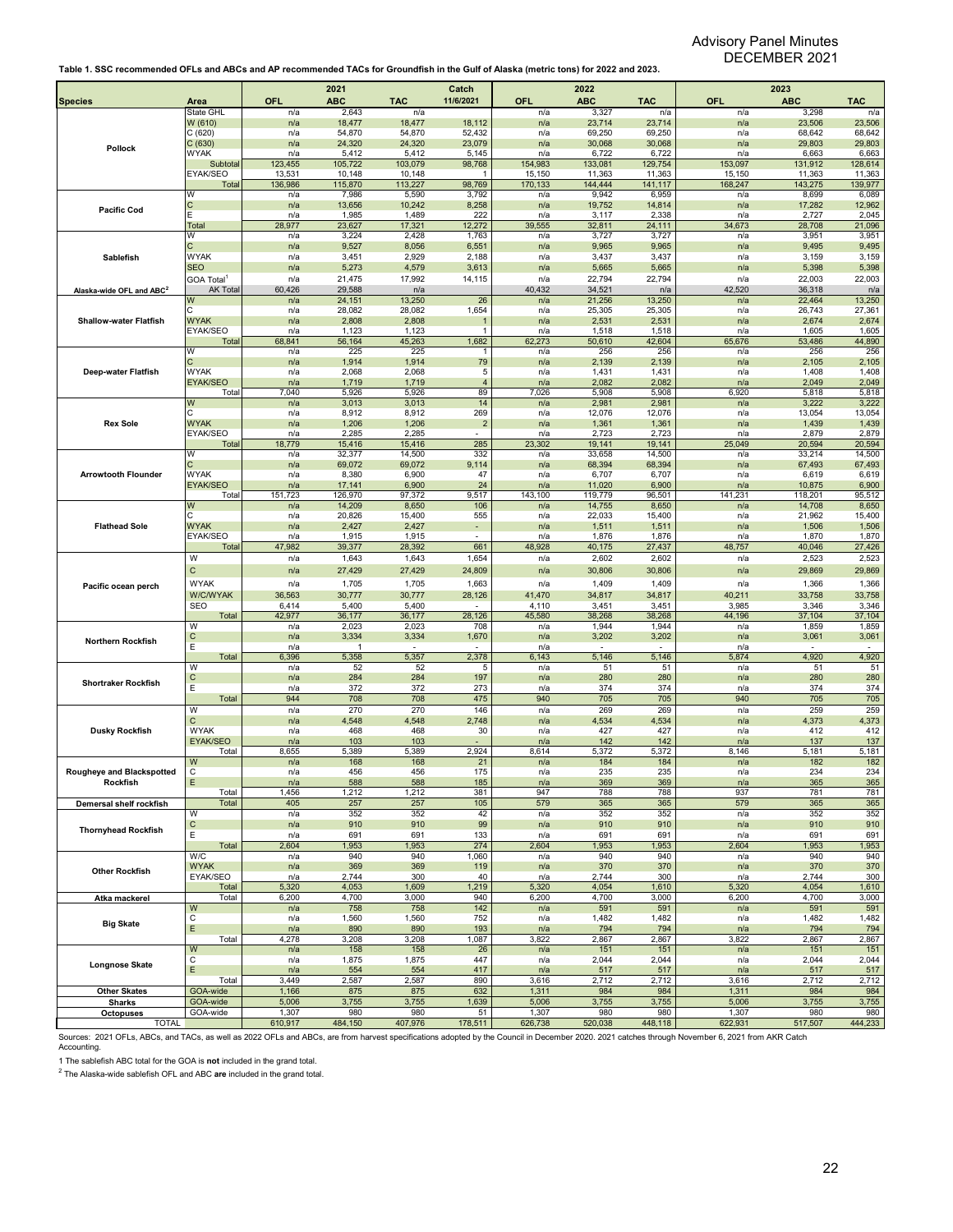**Table 1. SSC recommended OFLs and ABCs and AP recommended TACs for Groundfish in the Gulf of Alaska (metric tons) for 2022 and 2023.**

| Species | Area | 2021 OFL | 2021 ABC | 2021 TAC | Catch 11/6/2021 | 2022 OFL | 2022 ABC | 2022 TAC | 2023 OFL | 2023 ABC | 2023 TAC |
|---|---|---|---|---|---|---|---|---|---|---|---|
| Pollock | State GHL | n/a | 2,643 | n/a | | n/a | 3,327 | n/a | n/a | 3,298 | n/a |
| | W (610) | n/a | 18,477 | 18,477 | 18,112 | n/a | 23,714 | 23,714 | n/a | 23,506 | 23,506 |
| | C (620) | n/a | 54,870 | 54,870 | 52,432 | n/a | 69,250 | 69,250 | n/a | 68,642 | 68,642 |
| | C (630) | n/a | 24,320 | 24,320 | 23,079 | n/a | 30,068 | 30,068 | n/a | 29,803 | 29,803 |
| | WYAK | n/a | 5,412 | 5,412 | 5,145 | n/a | 6,722 | 6,722 | n/a | 6,663 | 6,663 |
| | Subtotal | 123,455 | 105,722 | 103,079 | 98,768 | 154,983 | 133,081 | 129,754 | 153,097 | 131,912 | 128,614 |
| | EYAK/SEO | 13,531 | 10,148 | 10,148 | 1 | 15,150 | 11,363 | 11,363 | 15,150 | 11,363 | 11,363 |
| | Total | 136,986 | 115,870 | 113,227 | 98,769 | 170,133 | 144,444 | 141,117 | 168,247 | 143,275 | 139,977 |
| Pacific Cod | W | n/a | 7,986 | 5,590 | 3,792 | n/a | 9,942 | 6,959 | n/a | 8,699 | 6,089 |
| | C | n/a | 13,656 | 10,242 | 8,258 | n/a | 19,752 | 14,814 | n/a | 17,282 | 12,962 |
| | E | n/a | 1,985 | 1,489 | 222 | n/a | 3,117 | 2,338 | n/a | 2,727 | 2,045 |
| | Total | 28,977 | 23,627 | 17,321 | 12,272 | 39,555 | 32,811 | 24,111 | 34,673 | 28,708 | 21,096 |
| Sablefish | W | n/a | 3,224 | 2,428 | 1,763 | n/a | 3,727 | 3,727 | n/a | 3,951 | 3,951 |
| | C | n/a | 9,527 | 8,056 | 6,551 | n/a | 9,965 | 9,965 | n/a | 9,495 | 9,495 |
| | WYAK | n/a | 3,451 | 2,929 | 2,188 | n/a | 3,437 | 3,437 | n/a | 3,159 | 3,159 |
| | SEO | n/a | 5,273 | 4,579 | 3,613 | n/a | 5,665 | 5,665 | n/a | 5,398 | 5,398 |
| | GOA Total[1] | n/a | 21,475 | 17,992 | 14,115 | n/a | 22,794 | 22,794 | n/a | 22,003 | 22,003 |
| Alaska-wide OFL and ABC[2] | AK Total | 60,426 | 29,588 | n/a | | 40,432 | 34,521 | n/a | 42,520 | 36,318 | n/a |
| Shallow-water Flatfish | W | n/a | 24,151 | 13,250 | 26 | n/a | 21,256 | 13,250 | n/a | 22,464 | 13,250 |
| | C | n/a | 28,082 | 28,082 | 1,654 | n/a | 25,305 | 25,305 | n/a | 26,743 | 27,361 |
| | WYAK | n/a | 2,808 | 2,808 | 1 | n/a | 2,531 | 2,531 | n/a | 2,674 | 2,674 |
| | EYAK/SEO | n/a | 1,123 | 1,123 | 1 | n/a | 1,518 | 1,518 | n/a | 1,605 | 1,605 |
| | Total | 68,841 | 56,164 | 45,263 | 1,682 | 62,273 | 50,610 | 42,604 | 65,676 | 53,486 | 44,890 |
| Deep-water Flatfish | W | n/a | 225 | 225 | 1 | n/a | 256 | 256 | n/a | 256 | 256 |
| | C | n/a | 1,914 | 1,914 | 79 | n/a | 2,139 | 2,139 | n/a | 2,105 | 2,105 |
| | WYAK | n/a | 2,068 | 2,068 | 5 | n/a | 1,431 | 1,431 | n/a | 1,408 | 1,408 |
| | EYAK/SEO | n/a | 1,719 | 1,719 | 4 | n/a | 2,082 | 2,082 | n/a | 2,049 | 2,049 |
| | Total | 7,040 | 5,926 | 5,926 | 89 | 7,026 | 5,908 | 5,908 | 6,920 | 5,818 | 5,818 |
| Rex Sole | W | n/a | 3,013 | 3,013 | 14 | n/a | 2,981 | 2,981 | n/a | 3,222 | 3,222 |
| | C | n/a | 8,912 | 8,912 | 269 | n/a | 12,076 | 12,076 | n/a | 13,054 | 13,054 |
| | WYAK | n/a | 1,206 | 1,206 | 2 | n/a | 1,361 | 1,361 | n/a | 1,439 | 1,439 |
| | EYAK/SEO | n/a | 2,285 | 2,285 | - | n/a | 2,723 | 2,723 | n/a | 2,879 | 2,879 |
| | Total | 18,779 | 15,416 | 15,416 | 285 | 23,302 | 19,141 | 19,141 | 25,049 | 20,594 | 20,594 |
| Arrowtooth Flounder | W | n/a | 32,377 | 14,500 | 332 | n/a | 33,658 | 14,500 | n/a | 33,214 | 14,500 |
| | C | n/a | 69,072 | 69,072 | 9,114 | n/a | 68,394 | 68,394 | n/a | 67,493 | 67,493 |
| | WYAK | n/a | 8,380 | 6,900 | 47 | n/a | 6,707 | 6,707 | n/a | 6,619 | 6,619 |
| | EYAK/SEO | n/a | 17,141 | 6,900 | 24 | n/a | 11,020 | 6,900 | n/a | 10,875 | 6,900 |
| | Total | 151,723 | 126,970 | 97,372 | 9,517 | 143,100 | 119,779 | 96,501 | 141,231 | 118,201 | 95,512 |
| Flathead Sole | W | n/a | 14,209 | 8,650 | 106 | n/a | 14,755 | 8,650 | n/a | 14,708 | 8,650 |
| | C | n/a | 20,826 | 15,400 | 555 | n/a | 22,033 | 15,400 | n/a | 21,962 | 15,400 |
| | WYAK | n/a | 2,427 | 2,427 | - | n/a | 1,511 | 1,511 | n/a | 1,506 | 1,506 |
| | EYAK/SEO | n/a | 1,915 | 1,915 | - | n/a | 1,876 | 1,876 | n/a | 1,870 | 1,870 |
| | Total | 47,982 | 39,377 | 28,392 | 661 | 48,928 | 40,175 | 27,437 | 48,757 | 40,046 | 27,426 |
| Pacific ocean perch | W | n/a | 1,643 | 1,643 | 1,654 | n/a | 2,602 | 2,602 | n/a | 2,523 | 2,523 |
| | C | n/a | 27,429 | 27,429 | 24,809 | n/a | 30,806 | 30,806 | n/a | 29,869 | 29,869 |
| | WYAK | n/a | 1,705 | 1,705 | 1,663 | n/a | 1,409 | 1,409 | n/a | 1,366 | 1,366 |
| | W/C/WYAK | 36,563 | 30,777 | 30,777 | 28,126 | 41,470 | 34,817 | 34,817 | 40,211 | 33,758 | 33,758 |
| | SEO | 6,414 | 5,400 | 5,400 | - | 4,110 | 3,451 | 3,451 | 3,985 | 3,346 | 3,346 |
| | Total | 42,977 | 36,177 | 36,177 | 28,126 | 45,580 | 38,268 | 38,268 | 44,196 | 37,104 | 37,104 |
| Northern Rockfish | W | n/a | 2,023 | 2,023 | 708 | n/a | 1,944 | 1,944 | n/a | 1,859 | 1,859 |
| | C | n/a | 3,334 | 3,334 | 1,670 | n/a | 3,202 | 3,202 | n/a | 3,061 | 3,061 |
| | E | n/a | 1 | - | - | n/a | - | - | n/a | - | - |
| | Total | 6,396 | 5,358 | 5,357 | 2,378 | 6,143 | 5,146 | 5,146 | 5,874 | 4,920 | 4,920 |
| Shortraker Rockfish | W | n/a | 52 | 52 | 5 | n/a | 51 | 51 | n/a | 51 | 51 |
| | C | n/a | 284 | 284 | 197 | n/a | 280 | 280 | n/a | 280 | 280 |
| | E | n/a | 372 | 372 | 273 | n/a | 374 | 374 | n/a | 374 | 374 |
| | Total | 944 | 708 | 708 | 475 | 940 | 705 | 705 | 940 | 705 | 705 |
| Dusky Rockfish | W | n/a | 270 | 270 | 146 | n/a | 269 | 269 | n/a | 259 | 259 |
| | C | n/a | 4,548 | 4,548 | 2,748 | n/a | 4,534 | 4,534 | n/a | 4,373 | 4,373 |
| | WYAK | n/a | 468 | 468 | 30 | n/a | 427 | 427 | n/a | 412 | 412 |
| | EYAK/SEO | n/a | 103 | 103 | - | n/a | 142 | 142 | n/a | 137 | 137 |
| | Total | 8,655 | 5,389 | 5,389 | 2,924 | 8,614 | 5,372 | 5,372 | 8,146 | 5,181 | 5,181 |
| Rougheye and Blackspotted Rockfish | W | n/a | 168 | 168 | 21 | n/a | 184 | 184 | n/a | 182 | 182 |
| | C | n/a | 456 | 456 | 175 | n/a | 235 | 235 | n/a | 234 | 234 |
| | E | n/a | 588 | 588 | 185 | n/a | 369 | 369 | n/a | 365 | 365 |
| | Total | 1,456 | 1,212 | 1,212 | 381 | 947 | 788 | 788 | 937 | 781 | 781 |
| Demersal shelf rockfish | Total | 405 | 257 | 257 | 105 | 579 | 365 | 365 | 579 | 365 | 365 |
| Thornyhead Rockfish | W | n/a | 352 | 352 | 42 | n/a | 352 | 352 | n/a | 352 | 352 |
| | C | n/a | 910 | 910 | 99 | n/a | 910 | 910 | n/a | 910 | 910 |
| | E | n/a | 691 | 691 | 133 | n/a | 691 | 691 | n/a | 691 | 691 |
| | Total | 2,604 | 1,953 | 1,953 | 274 | 2,604 | 1,953 | 1,953 | 2,604 | 1,953 | 1,953 |
| Other Rockfish | W/C | n/a | 940 | 940 | 1,060 | n/a | 940 | 940 | n/a | 940 | 940 |
| | WYAK | n/a | 369 | 369 | 119 | n/a | 370 | 370 | n/a | 370 | 370 |
| | EYAK/SEO | n/a | 2,744 | 300 | 40 | n/a | 2,744 | 300 | n/a | 2,744 | 300 |
| | Total | 5,320 | 4,053 | 1,609 | 1,219 | 5,320 | 4,054 | 1,610 | 5,320 | 4,054 | 1,610 |
| Atka mackerel | Total | 6,200 | 4,700 | 3,000 | 940 | 6,200 | 4,700 | 3,000 | 6,200 | 4,700 | 3,000 |
| Big Skate | W | n/a | 758 | 758 | 142 | n/a | 591 | 591 | n/a | 591 | 591 |
| | C | n/a | 1,560 | 1,560 | 752 | n/a | 1,482 | 1,482 | n/a | 1,482 | 1,482 |
| | E | n/a | 890 | 890 | 193 | n/a | 794 | 794 | n/a | 794 | 794 |
| | Total | 4,278 | 3,208 | 3,208 | 1,087 | 3,822 | 2,867 | 2,867 | 3,822 | 2,867 | 2,867 |
| Longnose Skate | W | n/a | 158 | 158 | 26 | n/a | 151 | 151 | n/a | 151 | 151 |
| | C | n/a | 1,875 | 1,875 | 447 | n/a | 2,044 | 2,044 | n/a | 2,044 | 2,044 |
| | E | n/a | 554 | 554 | 417 | n/a | 517 | 517 | n/a | 517 | 517 |
| | Total | 3,449 | 2,587 | 2,587 | 890 | 3,616 | 2,712 | 2,712 | 3,616 | 2,712 | 2,712 |
| Other Skates | GOA-wide | 1,166 | 875 | 875 | 632 | 1,311 | 984 | 984 | 1,311 | 984 | 984 |
| Sharks | GOA-wide | 5,006 | 3,755 | 3,755 | 1,639 | 5,006 | 3,755 | 3,755 | 5,006 | 3,755 | 3,755 |
| Octopuses | GOA-wide | 1,307 | 980 | 980 | 51 | 1,307 | 980 | 980 | 1,307 | 980 | 980 |
| TOTAL | | 610,917 | 484,150 | 407,976 | 178,511 | 626,738 | 520,038 | 448,118 | 622,931 | 517,507 | 444,233 |

Sources: 2021 OFLs, ABCs, and TACs, as well as 2022 OFLs and ABCs, are from harvest specifications adopted by the Council in December 2020. 2021 catches through November 6, 2021 from AKR Catch Accounting.

1 The sablefish ABC total for the GOA is **not** included in the grand total.

2 The Alaska-wide sablefish OFL and ABC **are** included in the grand total.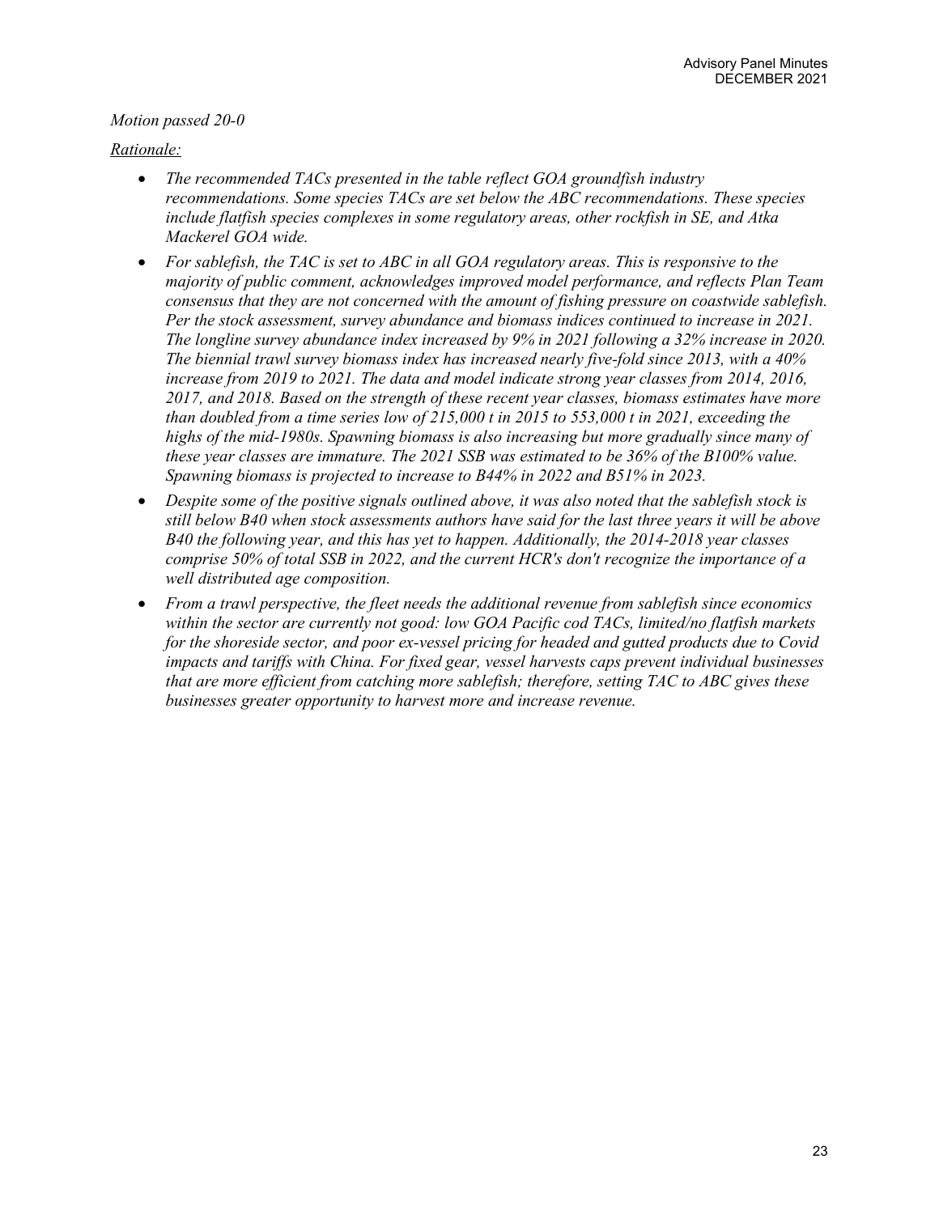*Motion passed 20-0*

*Rationale:*

- *The recommended TACs presented in the table reflect GOA groundfish industry recommendations. Some species TACs are set below the ABC recommendations. These species include flatfish species complexes in some regulatory areas, other rockfish in SE, and Atka Mackerel GOA wide.*
- *For sablefish, the TAC is set to ABC in all GOA regulatory areas. This is responsive to the majority of public comment, acknowledges improved model performance, and reflects Plan Team consensus that they are not concerned with the amount of fishing pressure on coastwide sablefish. Per the stock assessment, survey abundance and biomass indices continued to increase in 2021. The longline survey abundance index increased by 9% in 2021 following a 32% increase in 2020. The biennial trawl survey biomass index has increased nearly five-fold since 2013, with a 40% increase from 2019 to 2021. The data and model indicate strong year classes from 2014, 2016, 2017, and 2018. Based on the strength of these recent year classes, biomass estimates have more than doubled from a time series low of 215,000 t in 2015 to 553,000 t in 2021, exceeding the highs of the mid-1980s. Spawning biomass is also increasing but more gradually since many of these year classes are immature. The 2021 SSB was estimated to be 36% of the B100% value. Spawning biomass is projected to increase to B44% in 2022 and B51% in 2023.*
- *Despite some of the positive signals outlined above, it was also noted that the sablefish stock is still below B40 when stock assessments authors have said for the last three years it will be above B40 the following year, and this has yet to happen. Additionally, the 2014-2018 year classes comprise 50% of total SSB in 2022, and the current HCR's don't recognize the importance of a well distributed age composition.*
- *From a trawl perspective, the fleet needs the additional revenue from sablefish since economics within the sector are currently not good: low GOA Pacific cod TACs, limited/no flatfish markets for the shoreside sector, and poor ex-vessel pricing for headed and gutted products due to Covid impacts and tariffs with China. For fixed gear, vessel harvests caps prevent individual businesses that are more efficient from catching more sablefish; therefore, setting TAC to ABC gives these businesses greater opportunity to harvest more and increase revenue.*